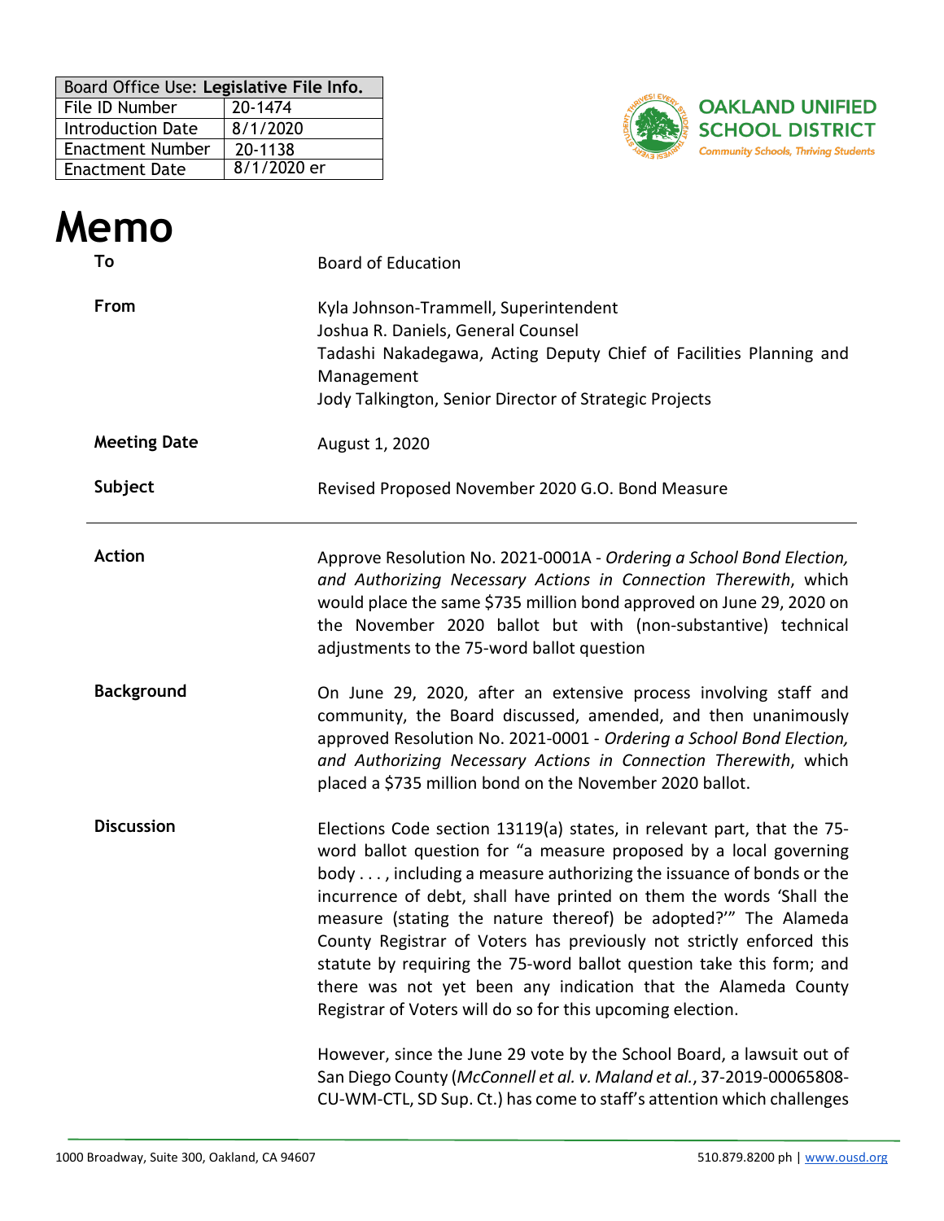| Board Office Use: **Legislative File Info.** | |
|---|---|
| File ID Number | 20-1474 |
| Introduction Date | 8/1/2020 |
| Enactment Number | 20-1138 |
| Enactment Date | 8/1/2020 er |

**OAKLAND UNIFIED SCHOOL DISTRICT**
*Community Schools, Thriving Students*

# Memo

**To** Board of Education

**From** Kyla Johnson-Trammell, Superintendent
Joshua R. Daniels, General Counsel
Tadashi Nakadegawa, Acting Deputy Chief of Facilities Planning and Management
Jody Talkington, Senior Director of Strategic Projects

**Meeting Date** August 1, 2020

**Subject** Revised Proposed November 2020 G.O. Bond Measure

---

**Action**

Approve Resolution No. 2021-0001A - *Ordering a School Bond Election, and Authorizing Necessary Actions in Connection Therewith*, which would place the same $735 million bond approved on June 29, 2020 on the November 2020 ballot but with (non-substantive) technical adjustments to the 75-word ballot question

**Background**

On June 29, 2020, after an extensive process involving staff and community, the Board discussed, amended, and then unanimously approved Resolution No. 2021-0001 - *Ordering a School Bond Election, and Authorizing Necessary Actions in Connection Therewith*, which placed a $735 million bond on the November 2020 ballot.

**Discussion**

Elections Code section 13119(a) states, in relevant part, that the 75-word ballot question for "a measure proposed by a local governing body . . . , including a measure authorizing the issuance of bonds or the incurrence of debt, shall have printed on them the words 'Shall the measure (stating the nature thereof) be adopted?'" The Alameda County Registrar of Voters has previously not strictly enforced this statute by requiring the 75-word ballot question take this form; and there was not yet been any indication that the Alameda County Registrar of Voters will do so for this upcoming election.

However, since the June 29 vote by the School Board, a lawsuit out of San Diego County (*McConnell et al. v. Maland et al.*, 37-2019-00065808-CU-WM-CTL, SD Sup. Ct.) has come to staff's attention which challenges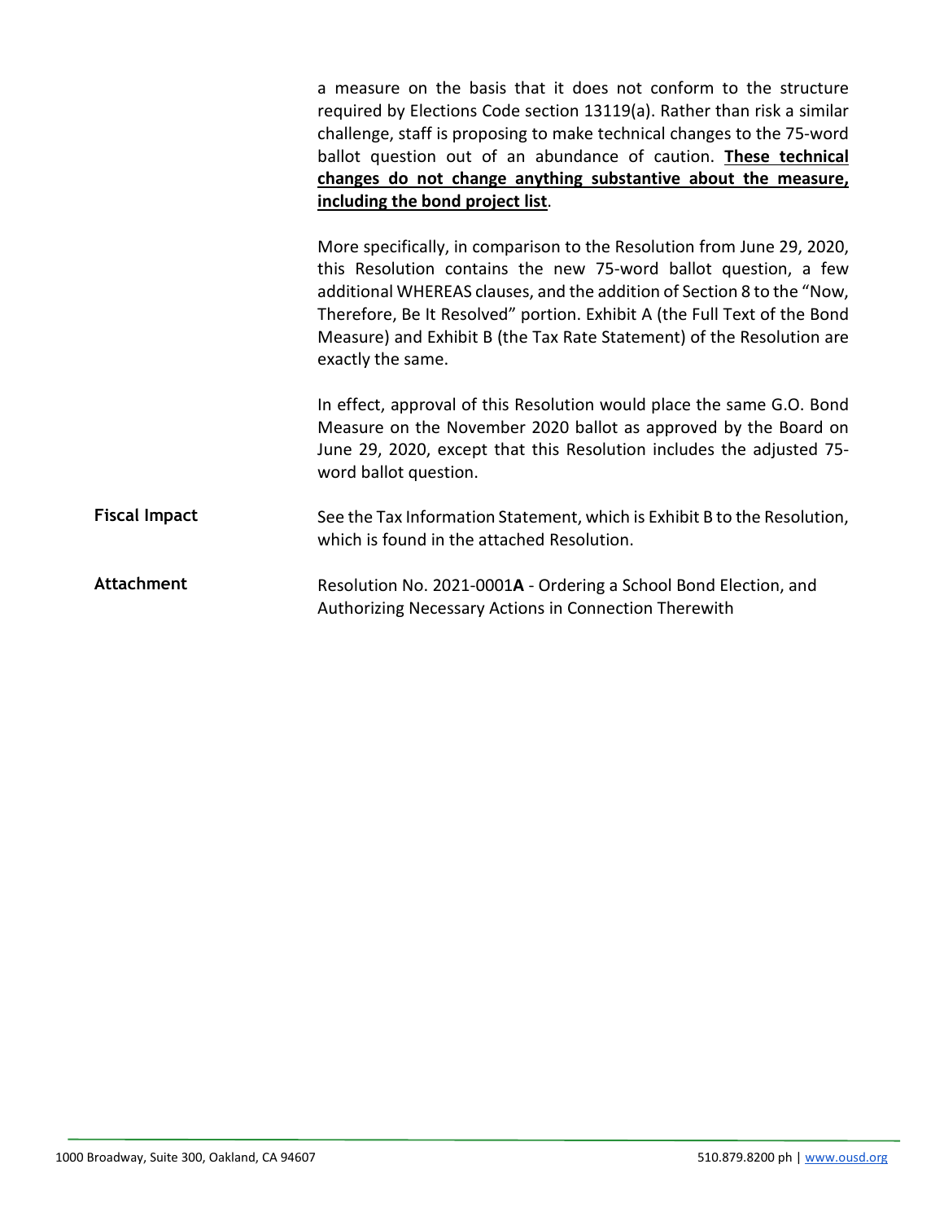a measure on the basis that it does not conform to the structure required by Elections Code section 13119(a). Rather than risk a similar challenge, staff is proposing to make technical changes to the 75-word ballot question out of an abundance of caution. **These technical changes do not change anything substantive about the measure, including the bond project list**.

More specifically, in comparison to the Resolution from June 29, 2020, this Resolution contains the new 75-word ballot question, a few additional WHEREAS clauses, and the addition of Section 8 to the "Now, Therefore, Be It Resolved" portion. Exhibit A (the Full Text of the Bond Measure) and Exhibit B (the Tax Rate Statement) of the Resolution are exactly the same.

In effect, approval of this Resolution would place the same G.O. Bond Measure on the November 2020 ballot as approved by the Board on June 29, 2020, except that this Resolution includes the adjusted 75-word ballot question.

**Fiscal Impact**

See the Tax Information Statement, which is Exhibit B to the Resolution, which is found in the attached Resolution.

**Attachment**

Resolution No. 2021-0001**A** - Ordering a School Bond Election, and Authorizing Necessary Actions in Connection Therewith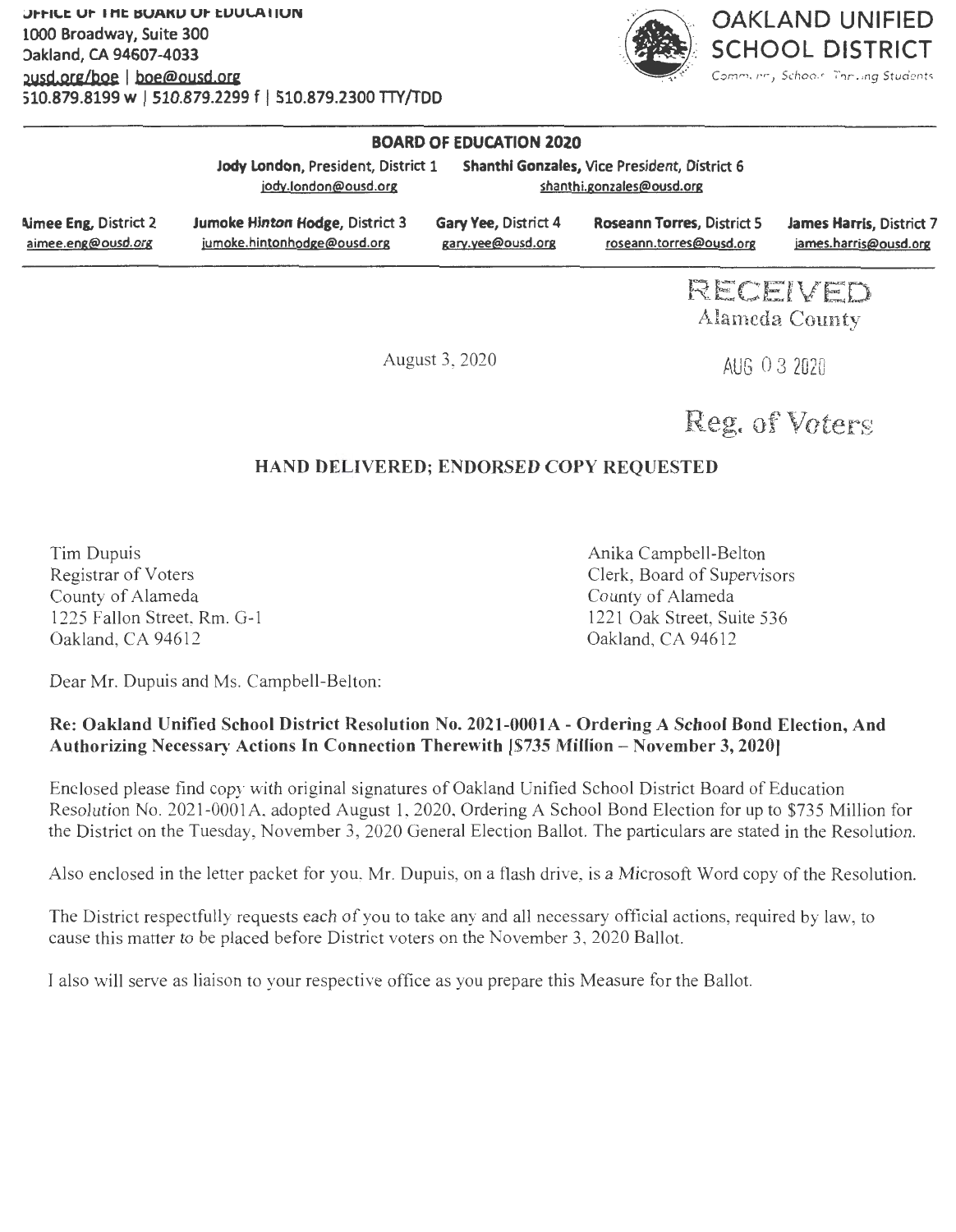OFFICE OF THE BOARD OF EDUCATION
1000 Broadway, Suite 300
Oakland, CA 94607-4033
ousd.org/boe | boe@ousd.org
510.879.8199 w | 510.879.2299 f | 510.879.2300 TTY/TDD

**OAKLAND UNIFIED SCHOOL DISTRICT**
*Community Schools, Thriving Students*

**BOARD OF EDUCATION 2020**

**Jody London**, President, District 1 — jody.london@ousd.org
**Shanthi Gonzales**, Vice President, District 6 — shanthi.gonzales@ousd.org

**Aimee Eng**, District 2 — aimee.eng@ousd.org
**Jumoke Hinton Hodge**, District 3 — jumoke.hintonhodge@ousd.org
**Gary Yee**, District 4 — gary.yee@ousd.org
**Roseann Torres**, District 5 — roseann.torres@ousd.org
**James Harris**, District 7 — james.harris@ousd.org

RECEIVED
Alameda County
AUG 03 2020
Reg. of Voters

August 3, 2020

**HAND DELIVERED; ENDORSED COPY REQUESTED**

Tim Dupuis
Registrar of Voters
County of Alameda
1225 Fallon Street, Rm. G-1
Oakland, CA 94612

Anika Campbell-Belton
Clerk, Board of Supervisors
County of Alameda
1221 Oak Street, Suite 536
Oakland, CA 94612

Dear Mr. Dupuis and Ms. Campbell-Belton:

**Re: Oakland Unified School District Resolution No. 2021-0001A - Ordering A School Bond Election, And Authorizing Necessary Actions In Connection Therewith [$735 Million – November 3, 2020]**

Enclosed please find copy with original signatures of Oakland Unified School District Board of Education Resolution No. 2021-0001A, adopted August 1, 2020, Ordering A School Bond Election for up to $735 Million for the District on the Tuesday, November 3, 2020 General Election Ballot. The particulars are stated in the Resolution.

Also enclosed in the letter packet for you, Mr. Dupuis, on a flash drive, is a Microsoft Word copy of the Resolution.

The District respectfully requests each of you to take any and all necessary official actions, required by law, to cause this matter to be placed before District voters on the November 3, 2020 Ballot.

I also will serve as liaison to your respective office as you prepare this Measure for the Ballot.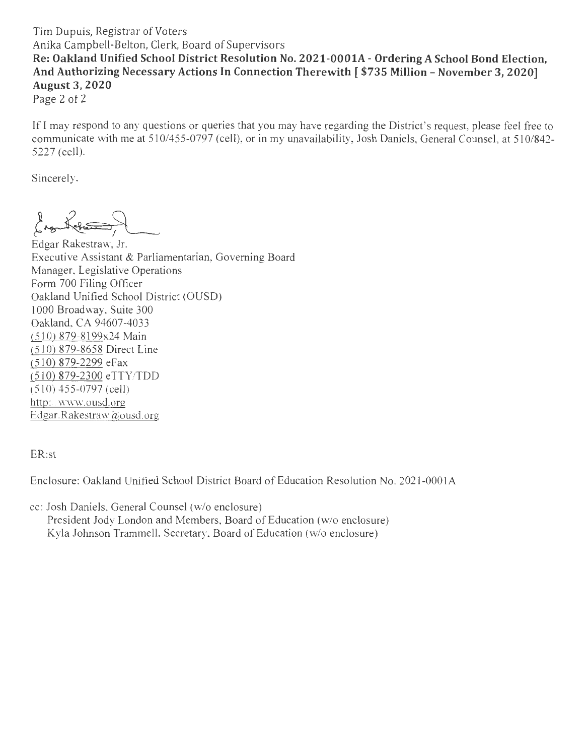Tim Dupuis, Registrar of Voters
Anika Campbell-Belton, Clerk, Board of Supervisors
**Re: Oakland Unified School District Resolution No. 2021-0001A - Ordering A School Bond Election, And Authorizing Necessary Actions In Connection Therewith [ $735 Million – November 3, 2020]**
**August 3, 2020**

If I may respond to any questions or queries that you may have regarding the District's request, please feel free to communicate with me at 510/455-0797 (cell), or in my unavailability, Josh Daniels, General Counsel, at 510/842-5227 (cell).

Sincerely,

Edgar Rakestraw, Jr.
Executive Assistant & Parliamentarian, Governing Board
Manager, Legislative Operations
Form 700 Filing Officer
Oakland Unified School District (OUSD)
1000 Broadway, Suite 300
Oakland, CA 94607-4033
(510) 879-8199x24 Main
(510) 879-8658 Direct Line
(510) 879-2299 eFax
(510) 879-2300 eTTY/TDD
(510) 455-0797 (cell)
http://www.ousd.org
Edgar.Rakestraw@ousd.org

ER:st

Enclosure: Oakland Unified School District Board of Education Resolution No. 2021-0001A

cc: Josh Daniels, General Counsel (w/o enclosure)
President Jody London and Members, Board of Education (w/o enclosure)
Kyla Johnson Trammell, Secretary, Board of Education (w/o enclosure)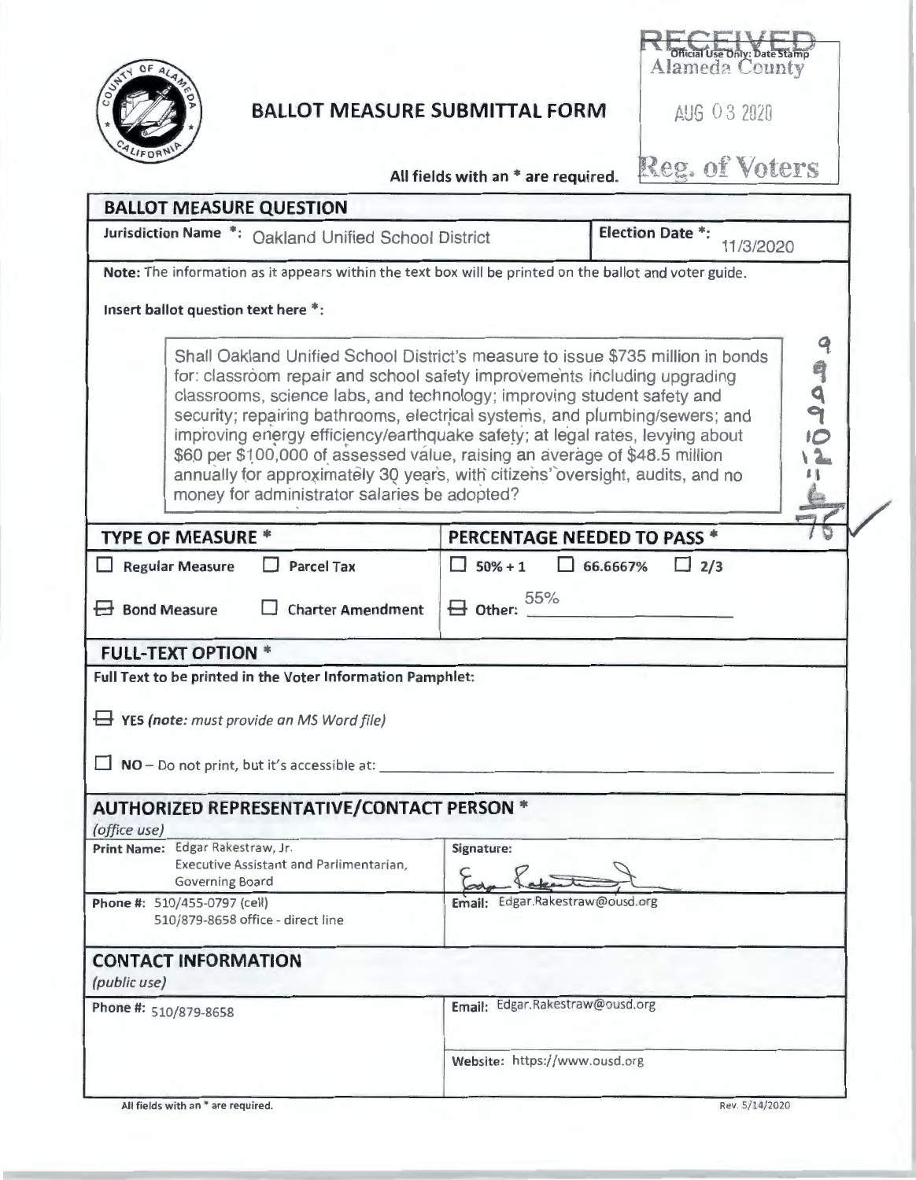# BALLOT MEASURE SUBMITTAL FORM

RECEIVED
Official Use Only: Date Stamp
Alameda County
AUG 03 2020
Reg. of Voters

All fields with an * are required.

## BALLOT MEASURE QUESTION

**Jurisdiction Name \*:** Oakland Unified School District

**Election Date \*:** 11/3/2020

**Note:** The information as it appears within the text box will be printed on the ballot and voter guide.

**Insert ballot question text here \*:**

> Shall Oakland Unified School District's measure to issue $735 million in bonds for: classroom repair and school safety improvements including upgrading classrooms, science labs, and technology; improving student safety and security; repairing bathrooms, electrical systems, and plumbing/sewers; and improving energy efficiency/earthquake safety; at legal rates, levying about $60 per $100,000 of assessed value, raising an average of $48.5 million annually for approximately 30 years, with citizens' oversight, audits, and no money for administrator salaries be adopted?

9 9 9 9 10 12 11 6 — 76 ✓

## TYPE OF MEASURE *

- ☐ Regular Measure
- ☐ Parcel Tax
- ☒ Bond Measure
- ☐ Charter Amendment

## PERCENTAGE NEEDED TO PASS *

- ☐ 50% + 1
- ☐ 66.6667%
- ☐ 2/3
- ☒ Other: 55%

## FULL-TEXT OPTION *

**Full Text to be printed in the Voter Information Pamphlet:**

☒ **YES** *(note: must provide an MS Word file)*

☐ **NO** – Do not print, but it's accessible at: ______

## AUTHORIZED REPRESENTATIVE/CONTACT PERSON *

*(office use)*

| | |
|---|---|
| **Print Name:** Edgar Rakestraw, Jr.<br>Executive Assistant and Parlimentarian, Governing Board | **Signature:** [signature] |
| **Phone #:** 510/455-0797 (cell)<br>510/879-8658 office - direct line | **Email:** Edgar.Rakestraw@ousd.org |

## CONTACT INFORMATION

*(public use)*

| | |
|---|---|
| **Phone #:** 510/879-8658 | **Email:** Edgar.Rakestraw@ousd.org |
| | **Website:** https://www.ousd.org |

All fields with an * are required.

Rev. 5/14/2020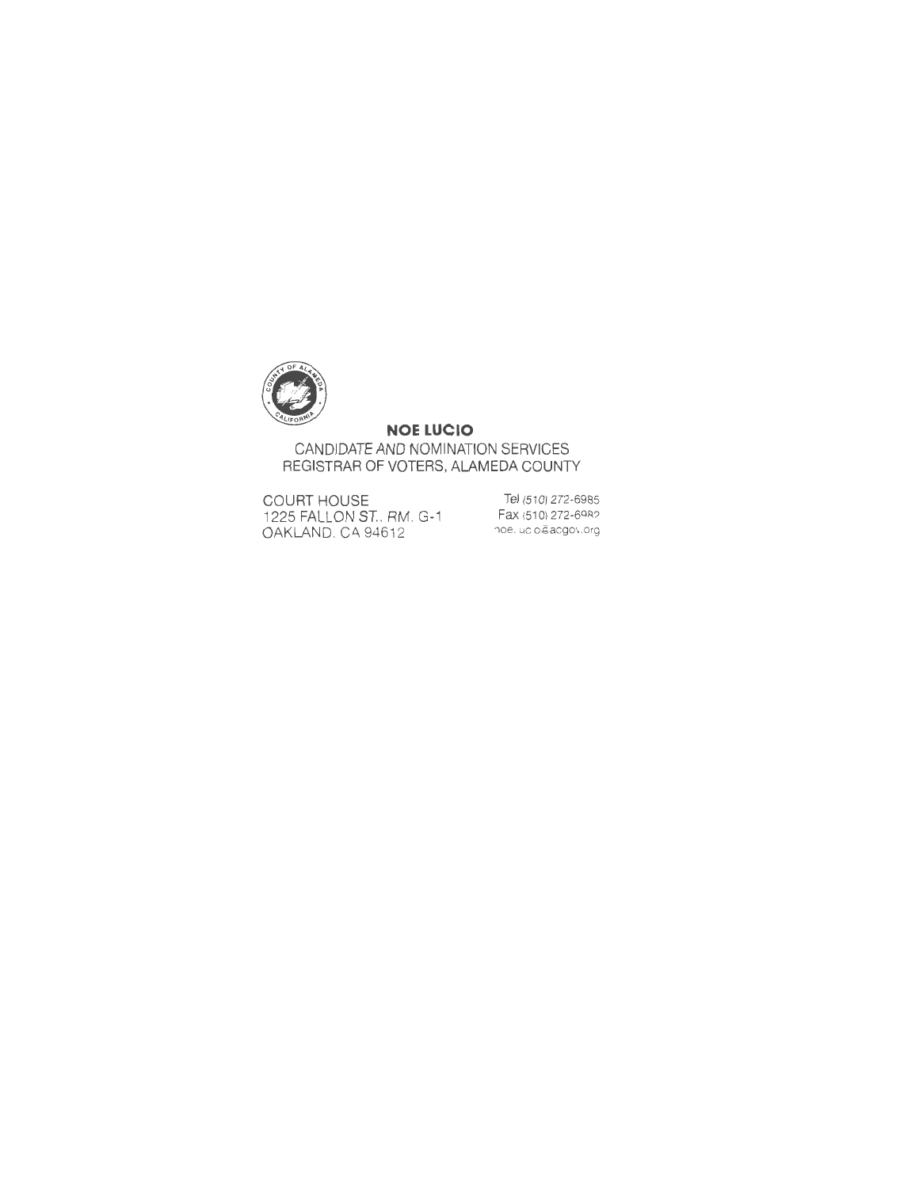**NOE LUCIO**

CANDIDATE AND NOMINATION SERVICES
REGISTRAR OF VOTERS, ALAMEDA COUNTY

COURT HOUSE
1225 FALLON ST., RM. G-1
OAKLAND, CA 94612

Tel (510) 272-6985
Fax (510) 272-6982
noe.lucio@acgov.org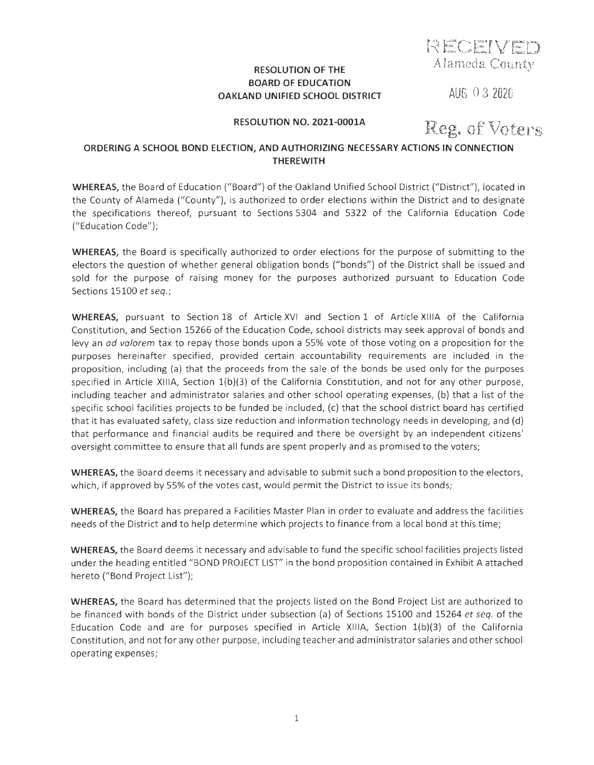RECEIVED
Alameda County

AUG 03 2020

Reg. of Voters

**RESOLUTION OF THE BOARD OF EDUCATION OAKLAND UNIFIED SCHOOL DISTRICT**

**RESOLUTION NO. 2021-0001A**

**ORDERING A SCHOOL BOND ELECTION, AND AUTHORIZING NECESSARY ACTIONS IN CONNECTION THEREWITH**

**WHEREAS,** the Board of Education ("Board") of the Oakland Unified School District ("District"), located in the County of Alameda ("County"), is authorized to order elections within the District and to designate the specifications thereof, pursuant to Sections 5304 and 5322 of the California Education Code ("Education Code");

**WHEREAS,** the Board is specifically authorized to order elections for the purpose of submitting to the electors the question of whether general obligation bonds ("bonds") of the District shall be issued and sold for the purpose of raising money for the purposes authorized pursuant to Education Code Sections 15100 *et seq.*;

**WHEREAS,** pursuant to Section 18 of Article XVI and Section 1 of Article XIIIA of the California Constitution, and Section 15266 of the Education Code, school districts may seek approval of bonds and levy an *ad valorem* tax to repay those bonds upon a 55% vote of those voting on a proposition for the purposes hereinafter specified, provided certain accountability requirements are included in the proposition, including (a) that the proceeds from the sale of the bonds be used only for the purposes specified in Article XIIIA, Section 1(b)(3) of the California Constitution, and not for any other purpose, including teacher and administrator salaries and other school operating expenses, (b) that a list of the specific school facilities projects to be funded be included, (c) that the school district board has certified that it has evaluated safety, class size reduction and information technology needs in developing, and (d) that performance and financial audits be required and there be oversight by an independent citizens' oversight committee to ensure that all funds are spent properly and as promised to the voters;

**WHEREAS,** the Board deems it necessary and advisable to submit such a bond proposition to the electors, which, if approved by 55% of the votes cast, would permit the District to issue its bonds;

**WHEREAS,** the Board has prepared a Facilities Master Plan in order to evaluate and address the facilities needs of the District and to help determine which projects to finance from a local bond at this time;

**WHEREAS,** the Board deems it necessary and advisable to fund the specific school facilities projects listed under the heading entitled "BOND PROJECT LIST" in the bond proposition contained in Exhibit A attached hereto ("Bond Project List");

**WHEREAS,** the Board has determined that the projects listed on the Bond Project List are authorized to be financed with bonds of the District under subsection (a) of Sections 15100 and 15264 *et seq.* of the Education Code and are for purposes specified in Article XIIIA, Section 1(b)(3) of the California Constitution, and not for any other purpose, including teacher and administrator salaries and other school operating expenses;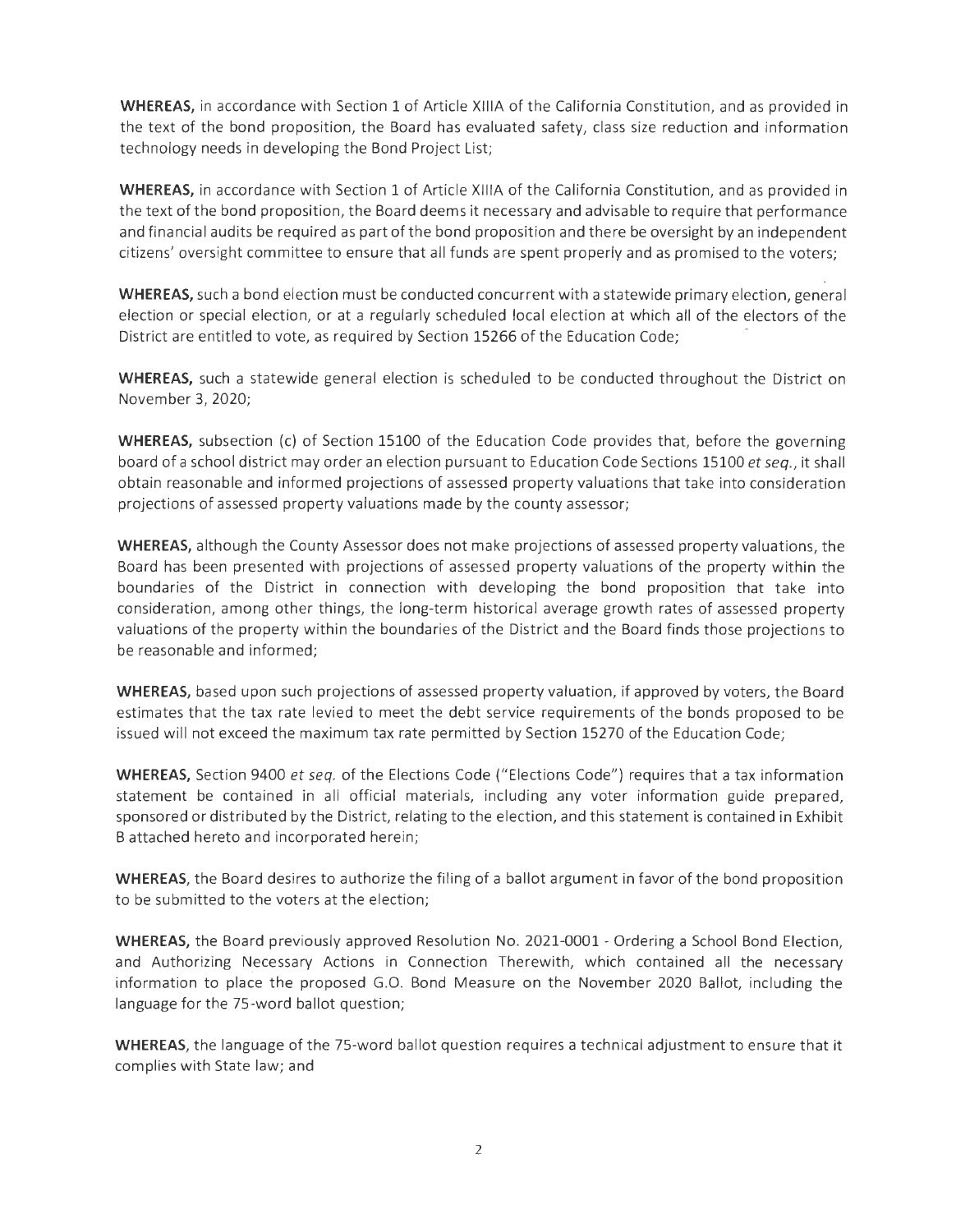**WHEREAS,** in accordance with Section 1 of Article XIIIA of the California Constitution, and as provided in the text of the bond proposition, the Board has evaluated safety, class size reduction and information technology needs in developing the Bond Project List;

**WHEREAS,** in accordance with Section 1 of Article XIIIA of the California Constitution, and as provided in the text of the bond proposition, the Board deems it necessary and advisable to require that performance and financial audits be required as part of the bond proposition and there be oversight by an independent citizens' oversight committee to ensure that all funds are spent properly and as promised to the voters;

**WHEREAS,** such a bond election must be conducted concurrent with a statewide primary election, general election or special election, or at a regularly scheduled local election at which all of the electors of the District are entitled to vote, as required by Section 15266 of the Education Code;

**WHEREAS,** such a statewide general election is scheduled to be conducted throughout the District on November 3, 2020;

**WHEREAS,** subsection (c) of Section 15100 of the Education Code provides that, before the governing board of a school district may order an election pursuant to Education Code Sections 15100 *et seq.*, it shall obtain reasonable and informed projections of assessed property valuations that take into consideration projections of assessed property valuations made by the county assessor;

**WHEREAS,** although the County Assessor does not make projections of assessed property valuations, the Board has been presented with projections of assessed property valuations of the property within the boundaries of the District in connection with developing the bond proposition that take into consideration, among other things, the long-term historical average growth rates of assessed property valuations of the property within the boundaries of the District and the Board finds those projections to be reasonable and informed;

**WHEREAS,** based upon such projections of assessed property valuation, if approved by voters, the Board estimates that the tax rate levied to meet the debt service requirements of the bonds proposed to be issued will not exceed the maximum tax rate permitted by Section 15270 of the Education Code;

**WHEREAS,** Section 9400 *et seq.* of the Elections Code ("Elections Code") requires that a tax information statement be contained in all official materials, including any voter information guide prepared, sponsored or distributed by the District, relating to the election, and this statement is contained in Exhibit B attached hereto and incorporated herein;

**WHEREAS,** the Board desires to authorize the filing of a ballot argument in favor of the bond proposition to be submitted to the voters at the election;

**WHEREAS,** the Board previously approved Resolution No. 2021-0001 - Ordering a School Bond Election, and Authorizing Necessary Actions in Connection Therewith, which contained all the necessary information to place the proposed G.O. Bond Measure on the November 2020 Ballot, including the language for the 75-word ballot question;

**WHEREAS,** the language of the 75-word ballot question requires a technical adjustment to ensure that it complies with State law; and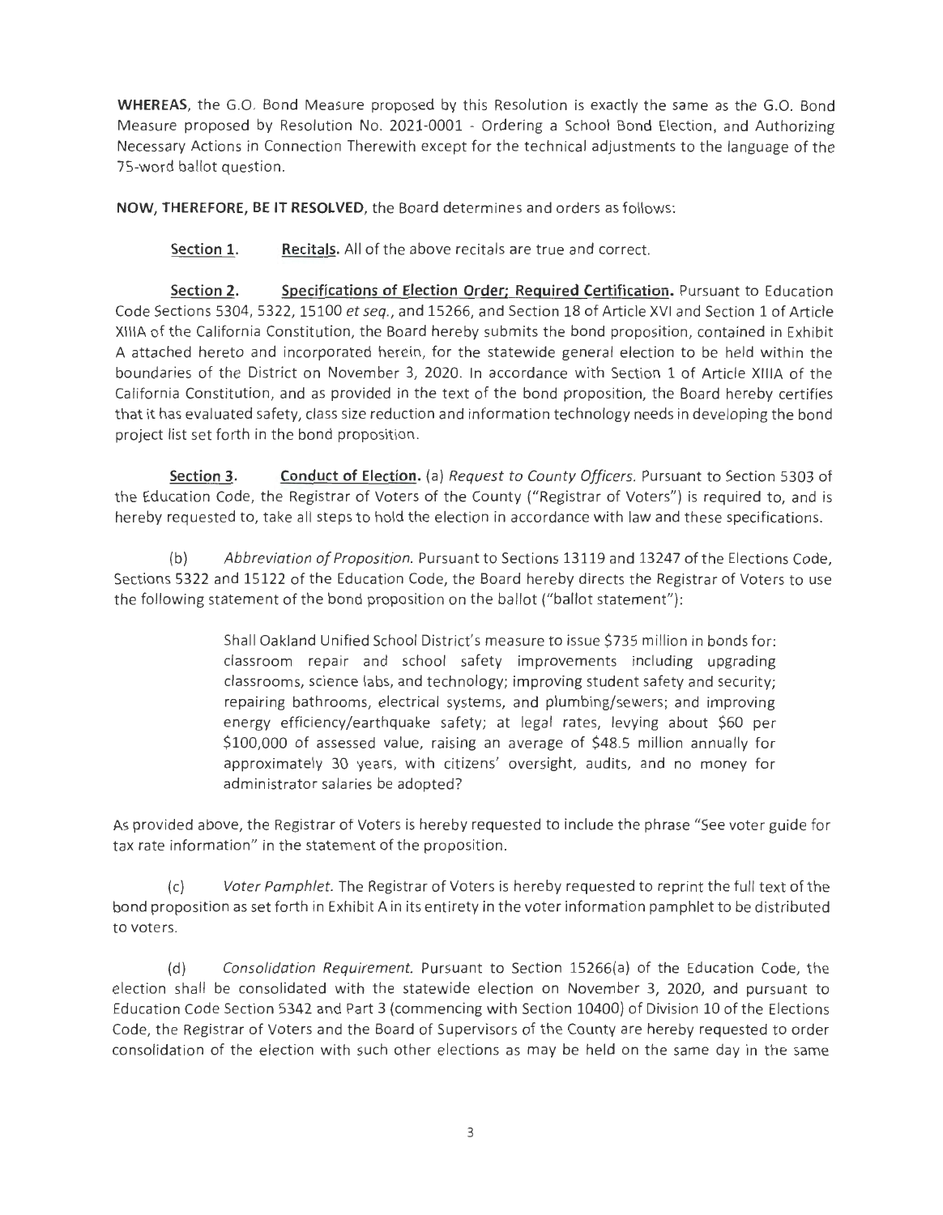**WHEREAS**, the G.O. Bond Measure proposed by this Resolution is exactly the same as the G.O. Bond Measure proposed by Resolution No. 2021-0001 - Ordering a School Bond Election, and Authorizing Necessary Actions in Connection Therewith except for the technical adjustments to the language of the 75-word ballot question.

**NOW, THEREFORE, BE IT RESOLVED**, the Board determines and orders as follows:

**Section 1.** **Recitals.** All of the above recitals are true and correct.

**Section 2.** **Specifications of Election Order; Required Certification.** Pursuant to Education Code Sections 5304, 5322, 15100 *et seq.*, and 15266, and Section 18 of Article XVI and Section 1 of Article XIIIA of the California Constitution, the Board hereby submits the bond proposition, contained in Exhibit A attached hereto and incorporated herein, for the statewide general election to be held within the boundaries of the District on November 3, 2020. In accordance with Section 1 of Article XIIIA of the California Constitution, and as provided in the text of the bond proposition, the Board hereby certifies that it has evaluated safety, class size reduction and information technology needs in developing the bond project list set forth in the bond proposition.

**Section 3.** **Conduct of Election.** (a) *Request to County Officers.* Pursuant to Section 5303 of the Education Code, the Registrar of Voters of the County ("Registrar of Voters") is required to, and is hereby requested to, take all steps to hold the election in accordance with law and these specifications.

(b) *Abbreviation of Proposition.* Pursuant to Sections 13119 and 13247 of the Elections Code, Sections 5322 and 15122 of the Education Code, the Board hereby directs the Registrar of Voters to use the following statement of the bond proposition on the ballot ("ballot statement"):

> Shall Oakland Unified School District's measure to issue $735 million in bonds for: classroom repair and school safety improvements including upgrading classrooms, science labs, and technology; improving student safety and security; repairing bathrooms, electrical systems, and plumbing/sewers; and improving energy efficiency/earthquake safety; at legal rates, levying about $60 per $100,000 of assessed value, raising an average of $48.5 million annually for approximately 30 years, with citizens' oversight, audits, and no money for administrator salaries be adopted?

As provided above, the Registrar of Voters is hereby requested to include the phrase "See voter guide for tax rate information" in the statement of the proposition.

(c) *Voter Pamphlet.* The Registrar of Voters is hereby requested to reprint the full text of the bond proposition as set forth in Exhibit A in its entirety in the voter information pamphlet to be distributed to voters.

(d) *Consolidation Requirement.* Pursuant to Section 15266(a) of the Education Code, the election shall be consolidated with the statewide election on November 3, 2020, and pursuant to Education Code Section 5342 and Part 3 (commencing with Section 10400) of Division 10 of the Elections Code, the Registrar of Voters and the Board of Supervisors of the County are hereby requested to order consolidation of the election with such other elections as may be held on the same day in the same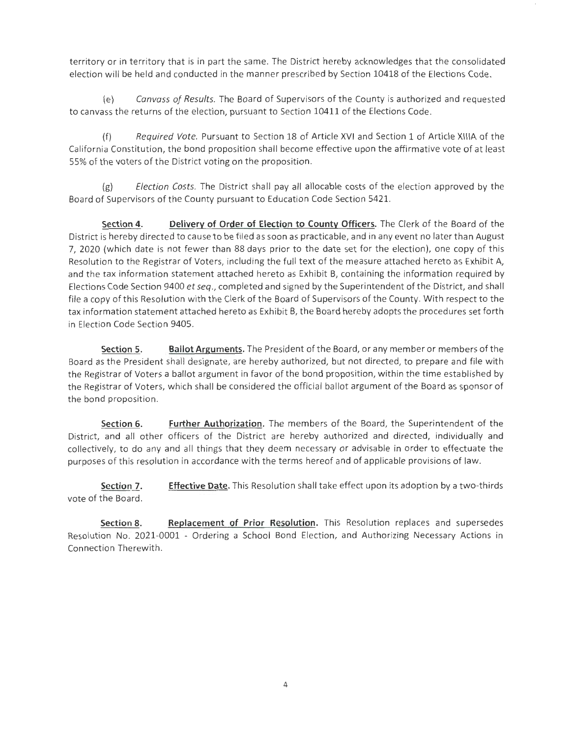territory or in territory that is in part the same. The District hereby acknowledges that the consolidated election will be held and conducted in the manner prescribed by Section 10418 of the Elections Code.

(e) *Canvass of Results.* The Board of Supervisors of the County is authorized and requested to canvass the returns of the election, pursuant to Section 10411 of the Elections Code.

(f) *Required Vote.* Pursuant to Section 18 of Article XVI and Section 1 of Article XIIIA of the California Constitution, the bond proposition shall become effective upon the affirmative vote of at least 55% of the voters of the District voting on the proposition.

(g) *Election Costs.* The District shall pay all allocable costs of the election approved by the Board of Supervisors of the County pursuant to Education Code Section 5421.

**Section 4. Delivery of Order of Election to County Officers.** The Clerk of the Board of the District is hereby directed to cause to be filed as soon as practicable, and in any event no later than August 7, 2020 (which date is not fewer than 88 days prior to the date set for the election), one copy of this Resolution to the Registrar of Voters, including the full text of the measure attached hereto as Exhibit A, and the tax information statement attached hereto as Exhibit B, containing the information required by Elections Code Section 9400 *et seq.*, completed and signed by the Superintendent of the District, and shall file a copy of this Resolution with the Clerk of the Board of Supervisors of the County. With respect to the tax information statement attached hereto as Exhibit B, the Board hereby adopts the procedures set forth in Election Code Section 9405.

**Section 5. Ballot Arguments.** The President of the Board, or any member or members of the Board as the President shall designate, are hereby authorized, but not directed, to prepare and file with the Registrar of Voters a ballot argument in favor of the bond proposition, within the time established by the Registrar of Voters, which shall be considered the official ballot argument of the Board as sponsor of the bond proposition.

**Section 6. Further Authorization.** The members of the Board, the Superintendent of the District, and all other officers of the District are hereby authorized and directed, individually and collectively, to do any and all things that they deem necessary or advisable in order to effectuate the purposes of this resolution in accordance with the terms hereof and of applicable provisions of law.

**Section 7. Effective Date.** This Resolution shall take effect upon its adoption by a two-thirds vote of the Board.

**Section 8. Replacement of Prior Resolution.** This Resolution replaces and supersedes Resolution No. 2021-0001 - Ordering a School Bond Election, and Authorizing Necessary Actions in Connection Therewith.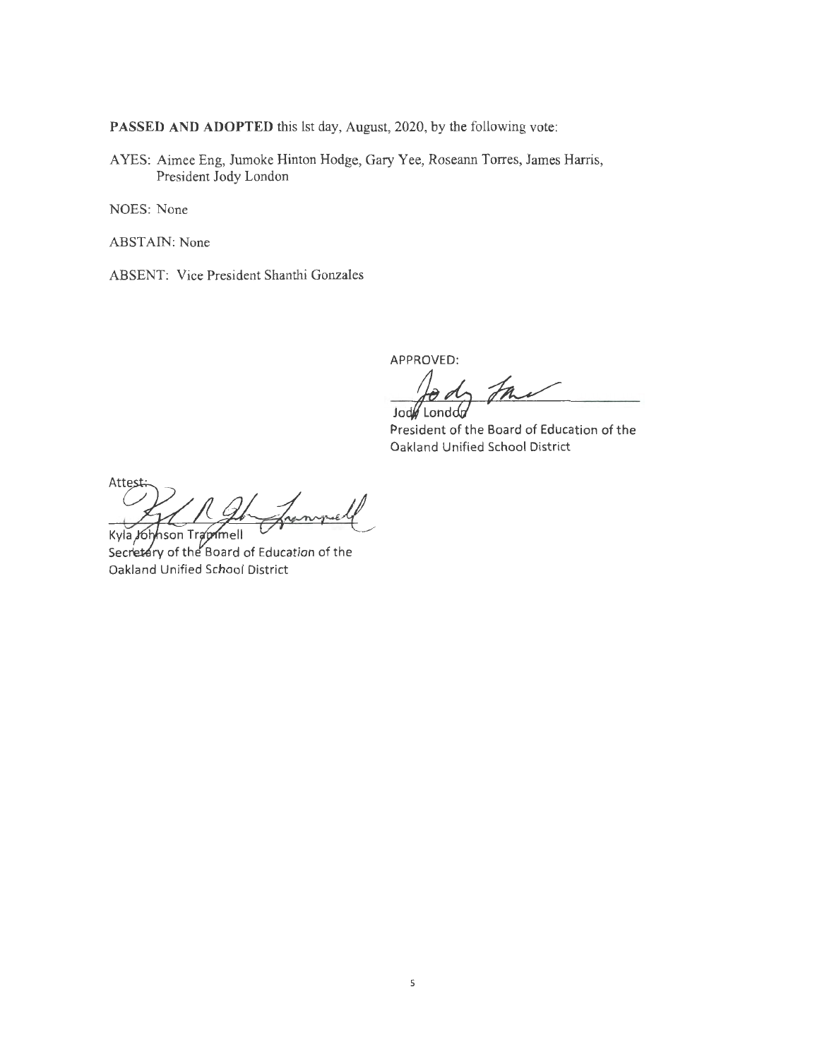**PASSED AND ADOPTED** this lst day, August, 2020, by the following vote:

AYES: Aimee Eng, Jumoke Hinton Hodge, Gary Yee, Roseann Torres, James Harris, President Jody London

NOES: None

ABSTAIN: None

ABSENT: Vice President Shanthi Gonzales

APPROVED:

Jody London
President of the Board of Education of the Oakland Unified School District

Attest:

Kyla Johnson Trammell
Secretary of the Board of Education of the Oakland Unified School District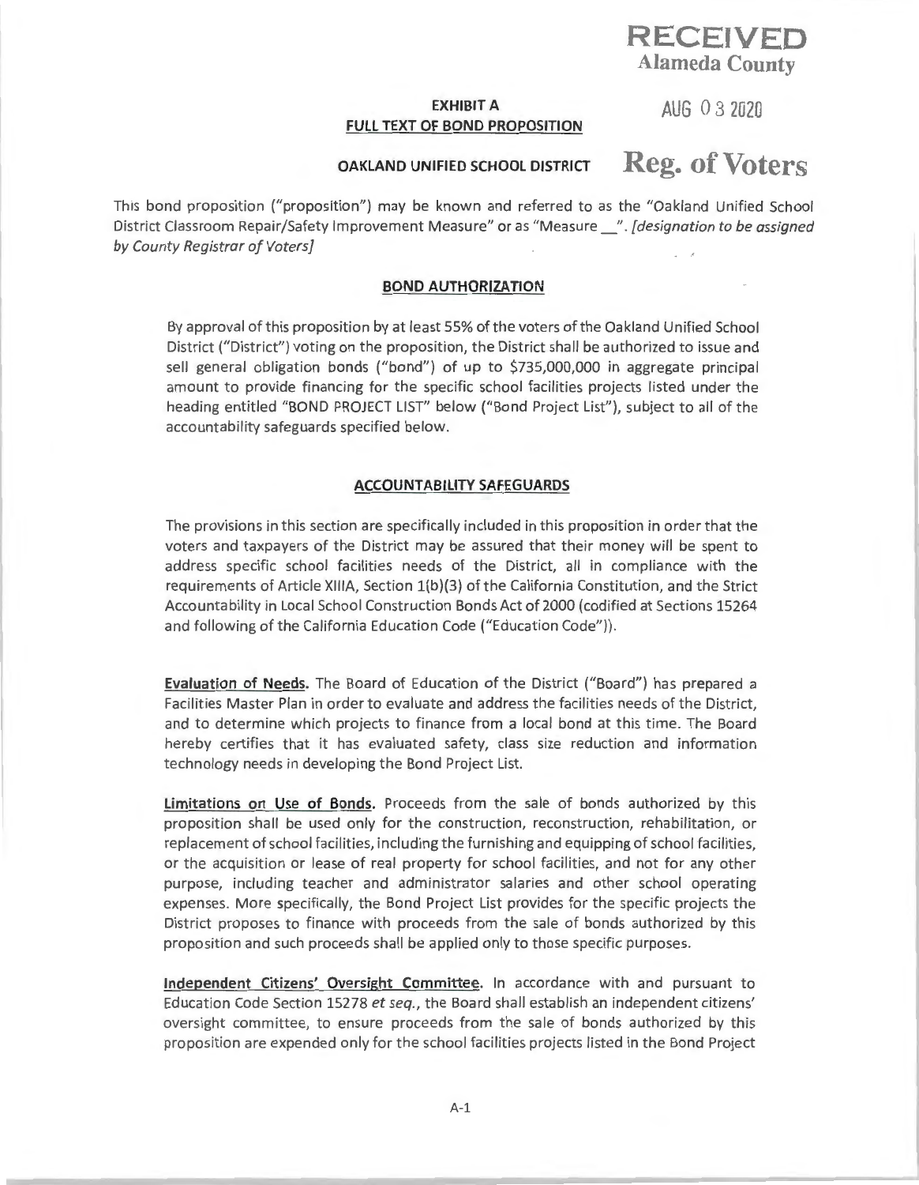RECEIVED
Alameda County

AUG 03 2020

Reg. of Voters

**EXHIBIT A**
**FULL TEXT OF BOND PROPOSITION**

**OAKLAND UNIFIED SCHOOL DISTRICT**

This bond proposition ("proposition") may be known and referred to as the "Oakland Unified School District Classroom Repair/Safety Improvement Measure" or as "Measure __". *[designation to be assigned by County Registrar of Voters]*

**BOND AUTHORIZATION**

By approval of this proposition by at least 55% of the voters of the Oakland Unified School District ("District") voting on the proposition, the District shall be authorized to issue and sell general obligation bonds ("bond") of up to $735,000,000 in aggregate principal amount to provide financing for the specific school facilities projects listed under the heading entitled "BOND PROJECT LIST" below ("Bond Project List"), subject to all of the accountability safeguards specified below.

**ACCOUNTABILITY SAFEGUARDS**

The provisions in this section are specifically included in this proposition in order that the voters and taxpayers of the District may be assured that their money will be spent to address specific school facilities needs of the District, all in compliance with the requirements of Article XIIIA, Section 1(b)(3) of the California Constitution, and the Strict Accountability in Local School Construction Bonds Act of 2000 (codified at Sections 15264 and following of the California Education Code ("Education Code")).

**Evaluation of Needs.** The Board of Education of the District ("Board") has prepared a Facilities Master Plan in order to evaluate and address the facilities needs of the District, and to determine which projects to finance from a local bond at this time. The Board hereby certifies that it has evaluated safety, class size reduction and information technology needs in developing the Bond Project List.

**Limitations on Use of Bonds.** Proceeds from the sale of bonds authorized by this proposition shall be used only for the construction, reconstruction, rehabilitation, or replacement of school facilities, including the furnishing and equipping of school facilities, or the acquisition or lease of real property for school facilities, and not for any other purpose, including teacher and administrator salaries and other school operating expenses. More specifically, the Bond Project List provides for the specific projects the District proposes to finance with proceeds from the sale of bonds authorized by this proposition and such proceeds shall be applied only to those specific purposes.

**Independent Citizens' Oversight Committee.** In accordance with and pursuant to Education Code Section 15278 *et seq.*, the Board shall establish an independent citizens' oversight committee, to ensure proceeds from the sale of bonds authorized by this proposition are expended only for the school facilities projects listed in the Bond Project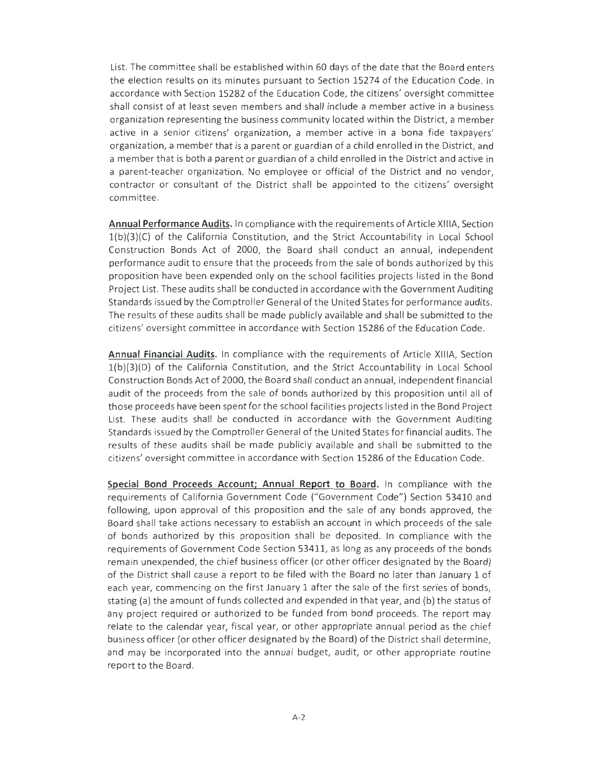List. The committee shall be established within 60 days of the date that the Board enters the election results on its minutes pursuant to Section 15274 of the Education Code. In accordance with Section 15282 of the Education Code, the citizens' oversight committee shall consist of at least seven members and shall include a member active in a business organization representing the business community located within the District, a member active in a senior citizens' organization, a member active in a bona fide taxpayers' organization, a member that is a parent or guardian of a child enrolled in the District, and a member that is both a parent or guardian of a child enrolled in the District and active in a parent-teacher organization. No employee or official of the District and no vendor, contractor or consultant of the District shall be appointed to the citizens' oversight committee.

**Annual Performance Audits.** In compliance with the requirements of Article XIIIA, Section 1(b)(3)(C) of the California Constitution, and the Strict Accountability in Local School Construction Bonds Act of 2000, the Board shall conduct an annual, independent performance audit to ensure that the proceeds from the sale of bonds authorized by this proposition have been expended only on the school facilities projects listed in the Bond Project List. These audits shall be conducted in accordance with the Government Auditing Standards issued by the Comptroller General of the United States for performance audits. The results of these audits shall be made publicly available and shall be submitted to the citizens' oversight committee in accordance with Section 15286 of the Education Code.

**Annual Financial Audits.** In compliance with the requirements of Article XIIIA, Section 1(b)(3)(D) of the California Constitution, and the Strict Accountability in Local School Construction Bonds Act of 2000, the Board shall conduct an annual, independent financial audit of the proceeds from the sale of bonds authorized by this proposition until all of those proceeds have been spent for the school facilities projects listed in the Bond Project List. These audits shall be conducted in accordance with the Government Auditing Standards issued by the Comptroller General of the United States for financial audits. The results of these audits shall be made publicly available and shall be submitted to the citizens' oversight committee in accordance with Section 15286 of the Education Code.

**Special Bond Proceeds Account; Annual Report to Board.** In compliance with the requirements of California Government Code ("Government Code") Section 53410 and following, upon approval of this proposition and the sale of any bonds approved, the Board shall take actions necessary to establish an account in which proceeds of the sale of bonds authorized by this proposition shall be deposited. In compliance with the requirements of Government Code Section 53411, as long as any proceeds of the bonds remain unexpended, the chief business officer (or other officer designated by the Board) of the District shall cause a report to be filed with the Board no later than January 1 of each year, commencing on the first January 1 after the sale of the first series of bonds, stating (a) the amount of funds collected and expended in that year, and (b) the status of any project required or authorized to be funded from bond proceeds. The report may relate to the calendar year, fiscal year, or other appropriate annual period as the chief business officer (or other officer designated by the Board) of the District shall determine, and may be incorporated into the annual budget, audit, or other appropriate routine report to the Board.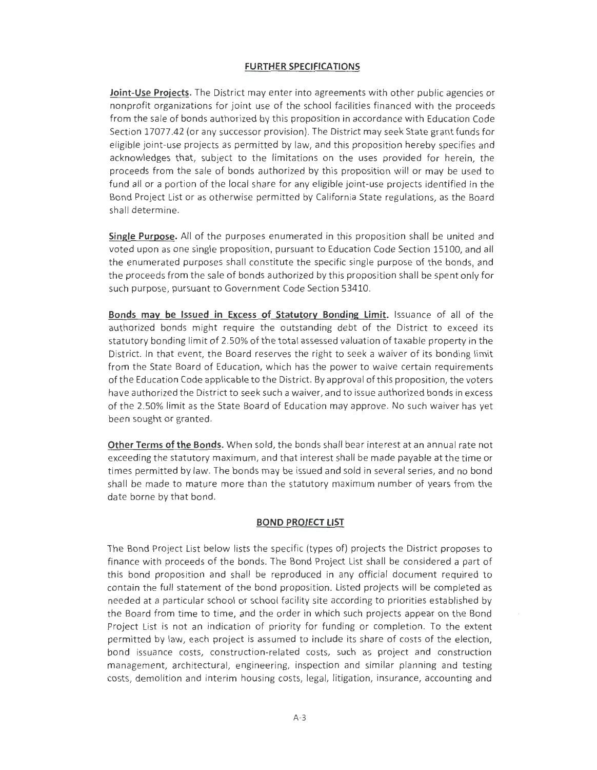## FURTHER SPECIFICATIONS

**Joint-Use Projects.** The District may enter into agreements with other public agencies or nonprofit organizations for joint use of the school facilities financed with the proceeds from the sale of bonds authorized by this proposition in accordance with Education Code Section 17077.42 (or any successor provision). The District may seek State grant funds for eligible joint-use projects as permitted by law, and this proposition hereby specifies and acknowledges that, subject to the limitations on the uses provided for herein, the proceeds from the sale of bonds authorized by this proposition will or may be used to fund all or a portion of the local share for any eligible joint-use projects identified in the Bond Project List or as otherwise permitted by California State regulations, as the Board shall determine.

**Single Purpose.** All of the purposes enumerated in this proposition shall be united and voted upon as one single proposition, pursuant to Education Code Section 15100, and all the enumerated purposes shall constitute the specific single purpose of the bonds, and the proceeds from the sale of bonds authorized by this proposition shall be spent only for such purpose, pursuant to Government Code Section 53410.

**Bonds may be Issued in Excess of Statutory Bonding Limit.** Issuance of all of the authorized bonds might require the outstanding debt of the District to exceed its statutory bonding limit of 2.50% of the total assessed valuation of taxable property in the District. In that event, the Board reserves the right to seek a waiver of its bonding limit from the State Board of Education, which has the power to waive certain requirements of the Education Code applicable to the District. By approval of this proposition, the voters have authorized the District to seek such a waiver, and to issue authorized bonds in excess of the 2.50% limit as the State Board of Education may approve. No such waiver has yet been sought or granted.

**Other Terms of the Bonds.** When sold, the bonds shall bear interest at an annual rate not exceeding the statutory maximum, and that interest shall be made payable at the time or times permitted by law. The bonds may be issued and sold in several series, and no bond shall be made to mature more than the statutory maximum number of years from the date borne by that bond.

## BOND PROJECT LIST

The Bond Project List below lists the specific (types of) projects the District proposes to finance with proceeds of the bonds. The Bond Project List shall be considered a part of this bond proposition and shall be reproduced in any official document required to contain the full statement of the bond proposition. Listed projects will be completed as needed at a particular school or school facility site according to priorities established by the Board from time to time, and the order in which such projects appear on the Bond Project List is not an indication of priority for funding or completion. To the extent permitted by law, each project is assumed to include its share of costs of the election, bond issuance costs, construction-related costs, such as project and construction management, architectural, engineering, inspection and similar planning and testing costs, demolition and interim housing costs, legal, litigation, insurance, accounting and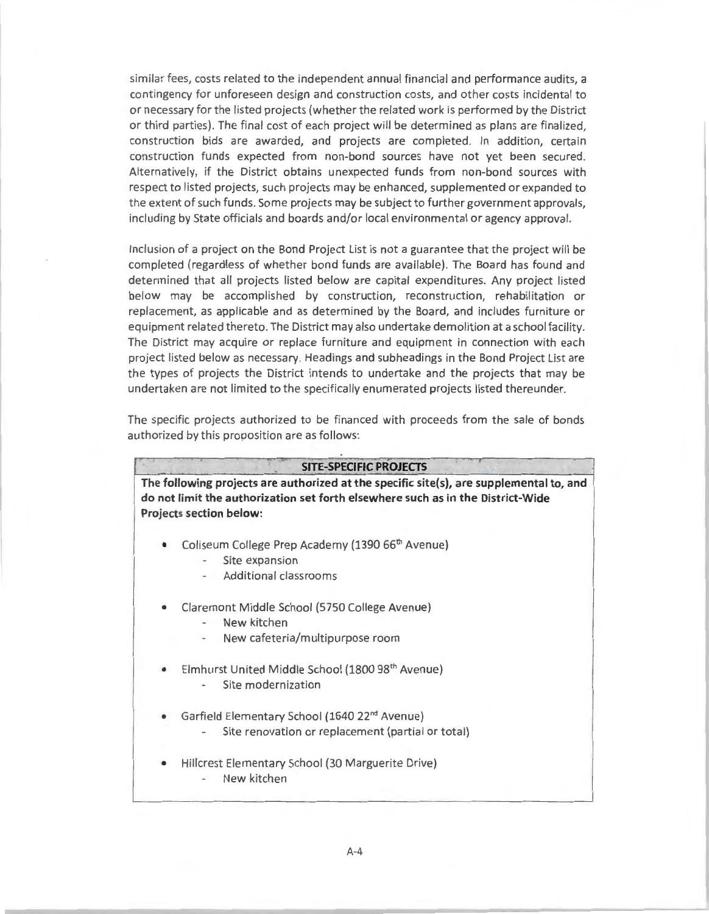similar fees, costs related to the independent annual financial and performance audits, a contingency for unforeseen design and construction costs, and other costs incidental to or necessary for the listed projects (whether the related work is performed by the District or third parties). The final cost of each project will be determined as plans are finalized, construction bids are awarded, and projects are completed. In addition, certain construction funds expected from non-bond sources have not yet been secured. Alternatively, if the District obtains unexpected funds from non-bond sources with respect to listed projects, such projects may be enhanced, supplemented or expanded to the extent of such funds. Some projects may be subject to further government approvals, including by State officials and boards and/or local environmental or agency approval.

Inclusion of a project on the Bond Project List is not a guarantee that the project will be completed (regardless of whether bond funds are available). The Board has found and determined that all projects listed below are capital expenditures. Any project listed below may be accomplished by construction, reconstruction, rehabilitation or replacement, as applicable and as determined by the Board, and includes furniture or equipment related thereto. The District may also undertake demolition at a school facility. The District may acquire or replace furniture and equipment in connection with each project listed below as necessary. Headings and subheadings in the Bond Project List are the types of projects the District intends to undertake and the projects that may be undertaken are not limited to the specifically enumerated projects listed thereunder.

The specific projects authorized to be financed with proceeds from the sale of bonds authorized by this proposition are as follows:

## SITE-SPECIFIC PROJECTS

**The following projects are authorized at the specific site(s), are supplemental to, and do not limit the authorization set forth elsewhere such as in the District-Wide Projects section below:**

- Coliseum College Prep Academy (1390 66th Avenue)
  - Site expansion
  - Additional classrooms
- Claremont Middle School (5750 College Avenue)
  - New kitchen
  - New cafeteria/multipurpose room
- Elmhurst United Middle School (1800 98th Avenue)
  - Site modernization
- Garfield Elementary School (1640 22nd Avenue)
  - Site renovation or replacement (partial or total)
- Hillcrest Elementary School (30 Marguerite Drive)
  - New kitchen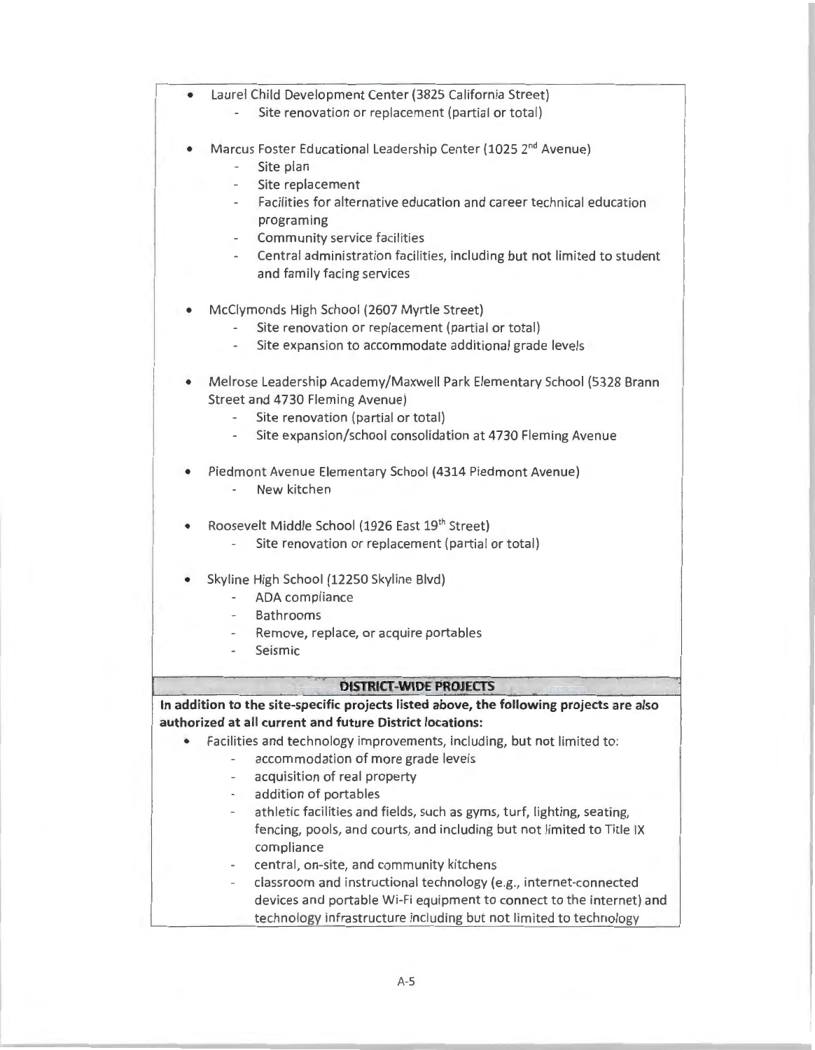- Laurel Child Development Center (3825 California Street)
  - Site renovation or replacement (partial or total)

- Marcus Foster Educational Leadership Center (1025 2nd Avenue)
  - Site plan
  - Site replacement
  - Facilities for alternative education and career technical education programing
  - Community service facilities
  - Central administration facilities, including but not limited to student and family facing services

- McClymonds High School (2607 Myrtle Street)
  - Site renovation or replacement (partial or total)
  - Site expansion to accommodate additional grade levels

- Melrose Leadership Academy/Maxwell Park Elementary School (5328 Brann Street and 4730 Fleming Avenue)
  - Site renovation (partial or total)
  - Site expansion/school consolidation at 4730 Fleming Avenue

- Piedmont Avenue Elementary School (4314 Piedmont Avenue)
  - New kitchen

- Roosevelt Middle School (1926 East 19th Street)
  - Site renovation or replacement (partial or total)

- Skyline High School (12250 Skyline Blvd)
  - ADA compliance
  - Bathrooms
  - Remove, replace, or acquire portables
  - Seismic

**DISTRICT-WIDE PROJECTS**

**In addition to the site-specific projects listed above, the following projects are also authorized at all current and future District locations:**

- Facilities and technology improvements, including, but not limited to:
  - accommodation of more grade levels
  - acquisition of real property
  - addition of portables
  - athletic facilities and fields, such as gyms, turf, lighting, seating, fencing, pools, and courts, and including but not limited to Title IX compliance
  - central, on-site, and community kitchens
  - classroom and instructional technology (e.g., internet-connected devices and portable Wi-Fi equipment to connect to the internet) and technology infrastructure including but not limited to technology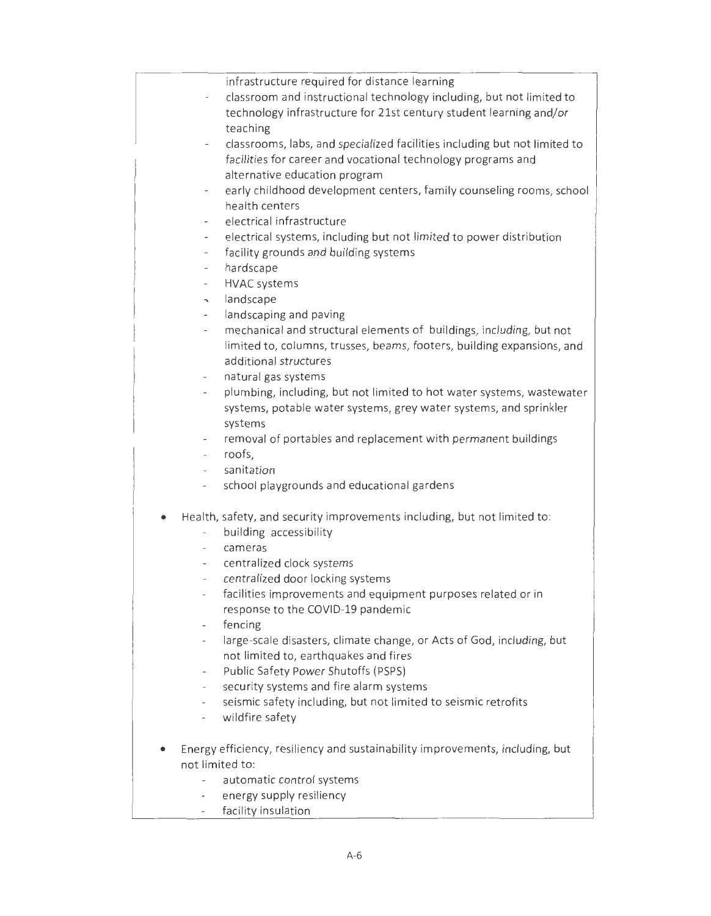- infrastructure required for distance learning
- classroom and instructional technology including, but not limited to technology infrastructure for 21st century student learning and/or teaching
- classrooms, labs, and specialized facilities including but not limited to facilities for career and vocational technology programs and alternative education program
- early childhood development centers, family counseling rooms, school health centers
- electrical infrastructure
- electrical systems, including but not limited to power distribution
- facility grounds and building systems
- hardscape
- HVAC systems
- landscape
- landscaping and paving
- mechanical and structural elements of buildings, including, but not limited to, columns, trusses, beams, footers, building expansions, and additional structures
- natural gas systems
- plumbing, including, but not limited to hot water systems, wastewater systems, potable water systems, grey water systems, and sprinkler systems
- removal of portables and replacement with permanent buildings
- roofs,
- sanitation
- school playgrounds and educational gardens

- Health, safety, and security improvements including, but not limited to:
  - building accessibility
  - cameras
  - centralized clock systems
  - centralized door locking systems
  - facilities improvements and equipment purposes related or in response to the COVID-19 pandemic
  - fencing
  - large-scale disasters, climate change, or Acts of God, including, but not limited to, earthquakes and fires
  - Public Safety Power Shutoffs (PSPS)
  - security systems and fire alarm systems
  - seismic safety including, but not limited to seismic retrofits
  - wildfire safety

- Energy efficiency, resiliency and sustainability improvements, including, but not limited to:
  - automatic control systems
  - energy supply resiliency
  - facility insulation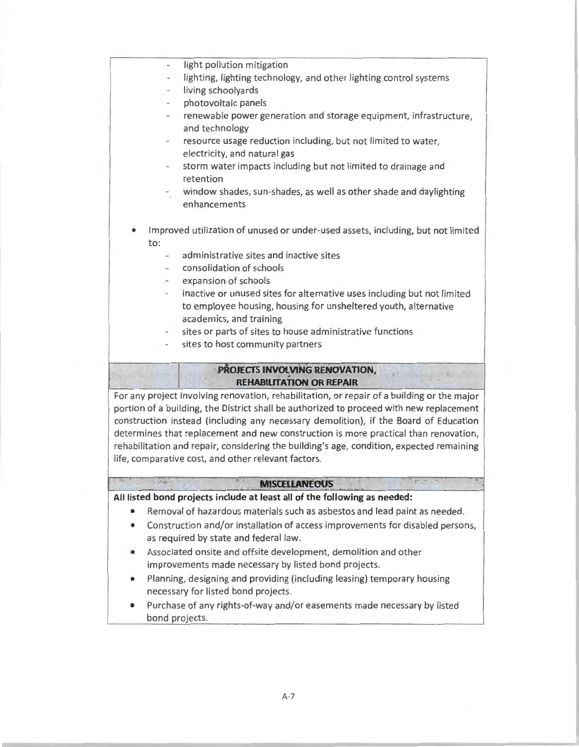- light pollution mitigation
- lighting, lighting technology, and other lighting control systems
- living schoolyards
- photovoltaic panels
- renewable power generation and storage equipment, infrastructure, and technology
- resource usage reduction including, but not limited to water, electricity, and natural gas
- storm water impacts including but not limited to drainage and retention
- window shades, sun-shades, as well as other shade and daylighting enhancements

- Improved utilization of unused or under-used assets, including, but not limited to:
  - administrative sites and inactive sites
  - consolidation of schools
  - expansion of schools
  - inactive or unused sites for alternative uses including but not limited to employee housing, housing for unsheltered youth, alternative academics, and training
  - sites or parts of sites to house administrative functions
  - sites to host community partners

## PROJECTS INVOLVING RENOVATION, REHABILITATION OR REPAIR

For any project involving renovation, rehabilitation, or repair of a building or the major portion of a building, the District shall be authorized to proceed with new replacement construction instead (including any necessary demolition), if the Board of Education determines that replacement and new construction is more practical than renovation, rehabilitation and repair, considering the building's age, condition, expected remaining life, comparative cost, and other relevant factors.

## MISCELLANEOUS

**All listed bond projects include at least all of the following as needed:**

- Removal of hazardous materials such as asbestos and lead paint as needed.
- Construction and/or installation of access improvements for disabled persons, as required by state and federal law.
- Associated onsite and offsite development, demolition and other improvements made necessary by listed bond projects.
- Planning, designing and providing (including leasing) temporary housing necessary for listed bond projects.
- Purchase of any rights-of-way and/or easements made necessary by listed bond projects.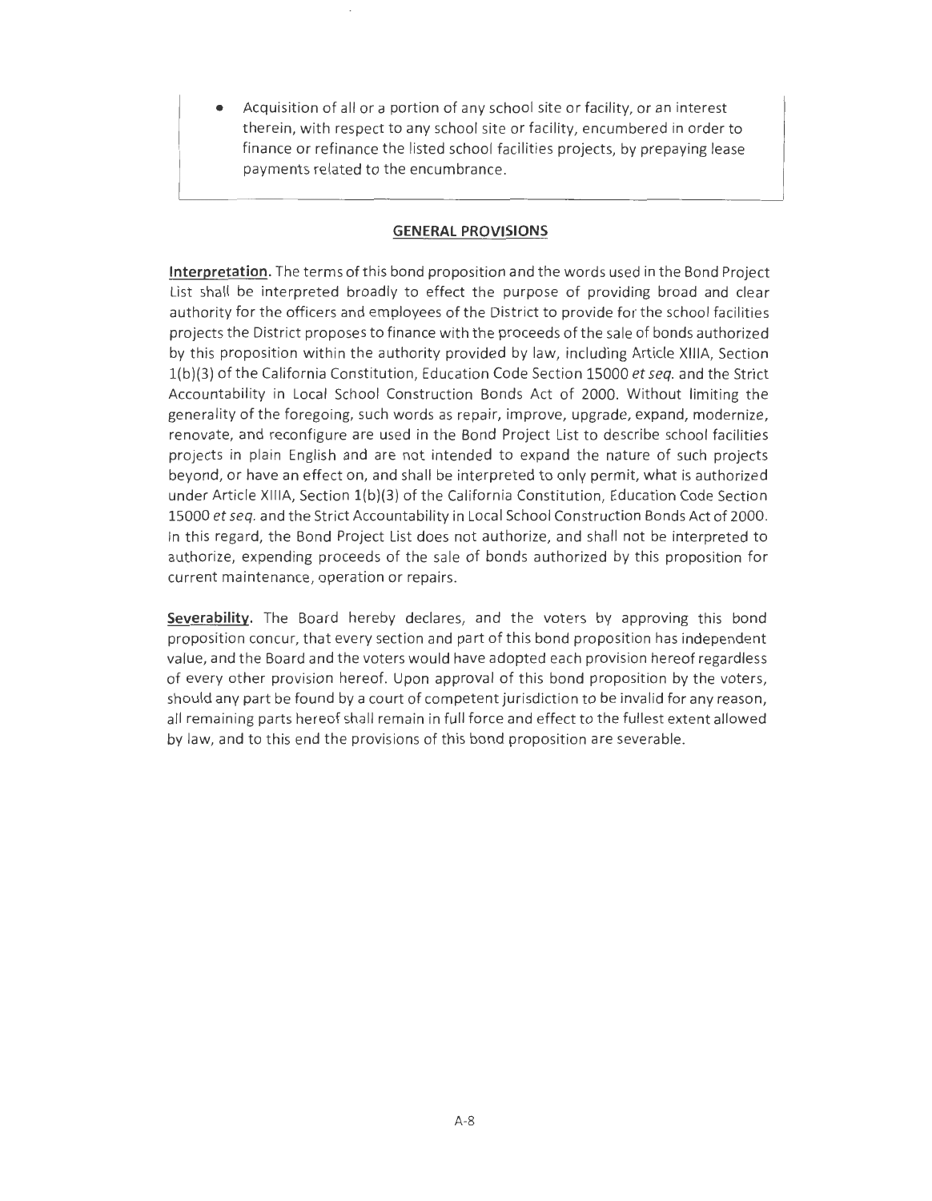- Acquisition of all or a portion of any school site or facility, or an interest therein, with respect to any school site or facility, encumbered in order to finance or refinance the listed school facilities projects, by prepaying lease payments related to the encumbrance.

## GENERAL PROVISIONS

**Interpretation.** The terms of this bond proposition and the words used in the Bond Project List shall be interpreted broadly to effect the purpose of providing broad and clear authority for the officers and employees of the District to provide for the school facilities projects the District proposes to finance with the proceeds of the sale of bonds authorized by this proposition within the authority provided by law, including Article XIIIA, Section 1(b)(3) of the California Constitution, Education Code Section 15000 *et seq.* and the Strict Accountability in Local School Construction Bonds Act of 2000. Without limiting the generality of the foregoing, such words as repair, improve, upgrade, expand, modernize, renovate, and reconfigure are used in the Bond Project List to describe school facilities projects in plain English and are not intended to expand the nature of such projects beyond, or have an effect on, and shall be interpreted to only permit, what is authorized under Article XIIIA, Section 1(b)(3) of the California Constitution, Education Code Section 15000 *et seq.* and the Strict Accountability in Local School Construction Bonds Act of 2000. In this regard, the Bond Project List does not authorize, and shall not be interpreted to authorize, expending proceeds of the sale of bonds authorized by this proposition for current maintenance, operation or repairs.

**Severability.** The Board hereby declares, and the voters by approving this bond proposition concur, that every section and part of this bond proposition has independent value, and the Board and the voters would have adopted each provision hereof regardless of every other provision hereof. Upon approval of this bond proposition by the voters, should any part be found by a court of competent jurisdiction to be invalid for any reason, all remaining parts hereof shall remain in full force and effect to the fullest extent allowed by law, and to this end the provisions of this bond proposition are severable.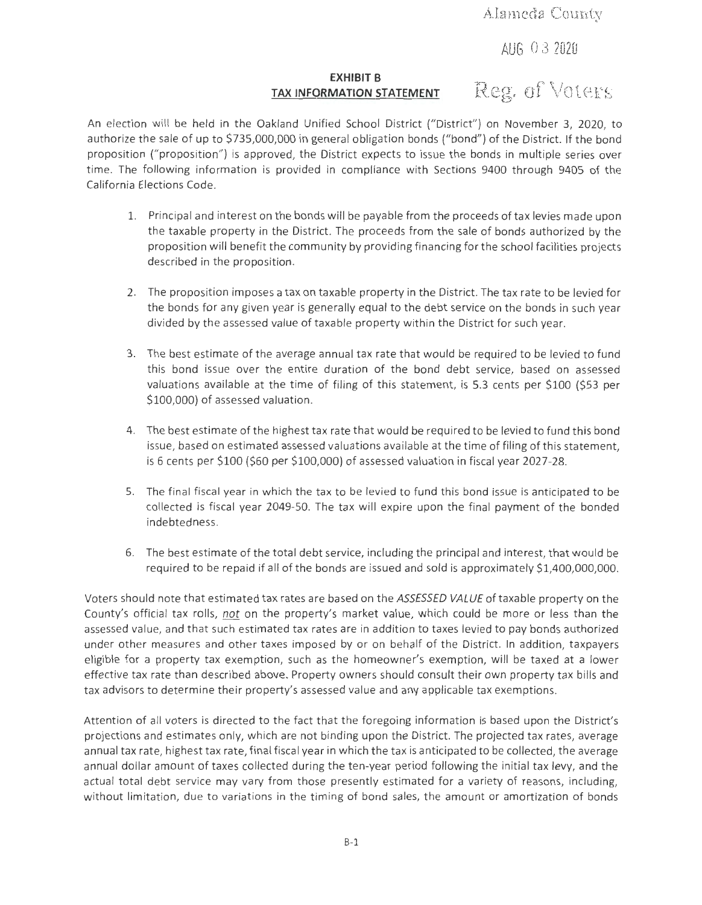Alameda County

AUG 03 2020

Reg. of Voters

## EXHIBIT B

## TAX INFORMATION STATEMENT

An election will be held in the Oakland Unified School District ("District") on November 3, 2020, to authorize the sale of up to $735,000,000 in general obligation bonds ("bond") of the District. If the bond proposition ("proposition") is approved, the District expects to issue the bonds in multiple series over time. The following information is provided in compliance with Sections 9400 through 9405 of the California Elections Code.

1. Principal and interest on the bonds will be payable from the proceeds of tax levies made upon the taxable property in the District. The proceeds from the sale of bonds authorized by the proposition will benefit the community by providing financing for the school facilities projects described in the proposition.

2. The proposition imposes a tax on taxable property in the District. The tax rate to be levied for the bonds for any given year is generally equal to the debt service on the bonds in such year divided by the assessed value of taxable property within the District for such year.

3. The best estimate of the average annual tax rate that would be required to be levied to fund this bond issue over the entire duration of the bond debt service, based on assessed valuations available at the time of filing of this statement, is 5.3 cents per $100 ($53 per $100,000) of assessed valuation.

4. The best estimate of the highest tax rate that would be required to be levied to fund this bond issue, based on estimated assessed valuations available at the time of filing of this statement, is 6 cents per $100 ($60 per $100,000) of assessed valuation in fiscal year 2027-28.

5. The final fiscal year in which the tax to be levied to fund this bond issue is anticipated to be collected is fiscal year 2049-50. The tax will expire upon the final payment of the bonded indebtedness.

6. The best estimate of the total debt service, including the principal and interest, that would be required to be repaid if all of the bonds are issued and sold is approximately $1,400,000,000.

Voters should note that estimated tax rates are based on the *ASSESSED VALUE* of taxable property on the County's official tax rolls, not on the property's market value, which could be more or less than the assessed value, and that such estimated tax rates are in addition to taxes levied to pay bonds authorized under other measures and other taxes imposed by or on behalf of the District. In addition, taxpayers eligible for a property tax exemption, such as the homeowner's exemption, will be taxed at a lower effective tax rate than described above. Property owners should consult their own property tax bills and tax advisors to determine their property's assessed value and any applicable tax exemptions.

Attention of all voters is directed to the fact that the foregoing information is based upon the District's projections and estimates only, which are not binding upon the District. The projected tax rates, average annual tax rate, highest tax rate, final fiscal year in which the tax is anticipated to be collected, the average annual dollar amount of taxes collected during the ten-year period following the initial tax levy, and the actual total debt service may vary from those presently estimated for a variety of reasons, including, without limitation, due to variations in the timing of bond sales, the amount or amortization of bonds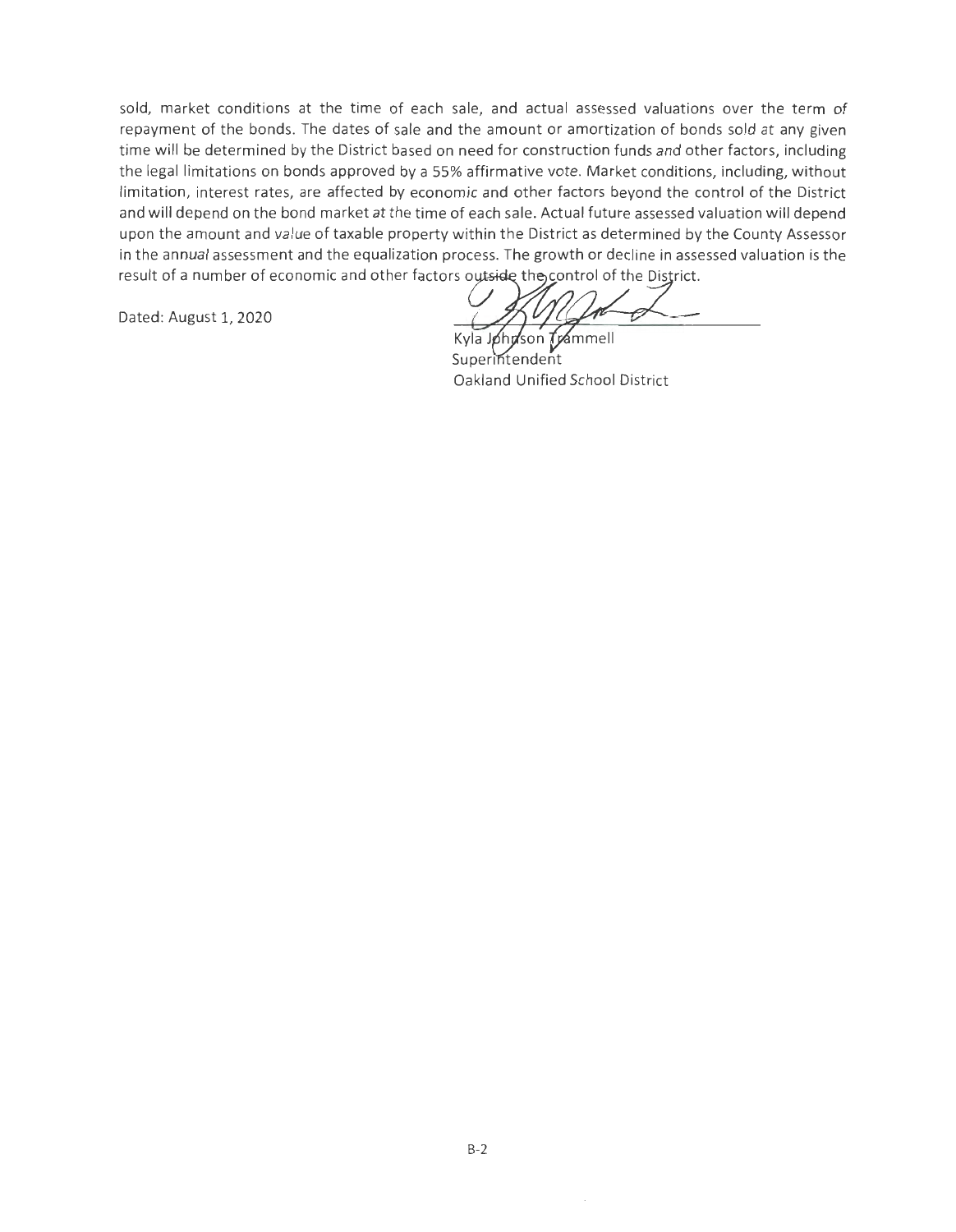sold, market conditions at the time of each sale, and actual assessed valuations over the term of repayment of the bonds. The dates of sale and the amount or amortization of bonds sold at any given time will be determined by the District based on need for construction funds and other factors, including the legal limitations on bonds approved by a 55% affirmative vote. Market conditions, including, without limitation, interest rates, are affected by economic and other factors beyond the control of the District and will depend on the bond market at the time of each sale. Actual future assessed valuation will depend upon the amount and value of taxable property within the District as determined by the County Assessor in the annual assessment and the equalization process. The growth or decline in assessed valuation is the result of a number of economic and other factors outside the control of the District.

Dated: August 1, 2020

Kyla Johnson Trammell
Superintendent
Oakland Unified School District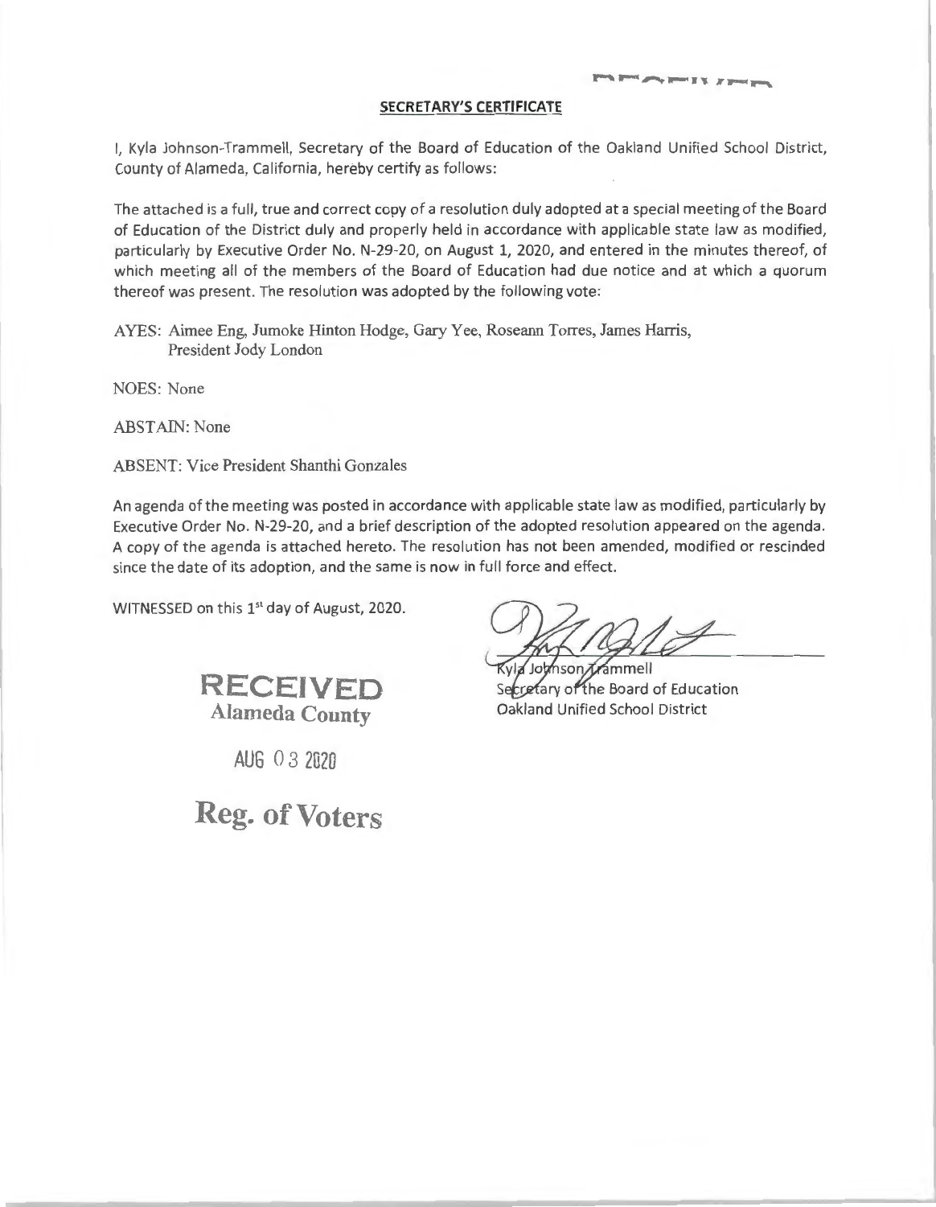## SECRETARY'S CERTIFICATE

I, Kyla Johnson-Trammell, Secretary of the Board of Education of the Oakland Unified School District, County of Alameda, California, hereby certify as follows:

The attached is a full, true and correct copy of a resolution duly adopted at a special meeting of the Board of Education of the District duly and properly held in accordance with applicable state law as modified, particularly by Executive Order No. N-29-20, on August 1, 2020, and entered in the minutes thereof, of which meeting all of the members of the Board of Education had due notice and at which a quorum thereof was present. The resolution was adopted by the following vote:

AYES: Aimee Eng, Jumoke Hinton Hodge, Gary Yee, Roseann Torres, James Harris, President Jody London

NOES: None

ABSTAIN: None

ABSENT: Vice President Shanthi Gonzales

An agenda of the meeting was posted in accordance with applicable state law as modified, particularly by Executive Order No. N-29-20, and a brief description of the adopted resolution appeared on the agenda. A copy of the agenda is attached hereto. The resolution has not been amended, modified or rescinded since the date of its adoption, and the same is now in full force and effect.

WITNESSED on this 1st day of August, 2020.

Kyla Johnson-Trammell
Secretary of the Board of Education
Oakland Unified School District

RECEIVED
Alameda County

AUG 03 2020

Reg. of Voters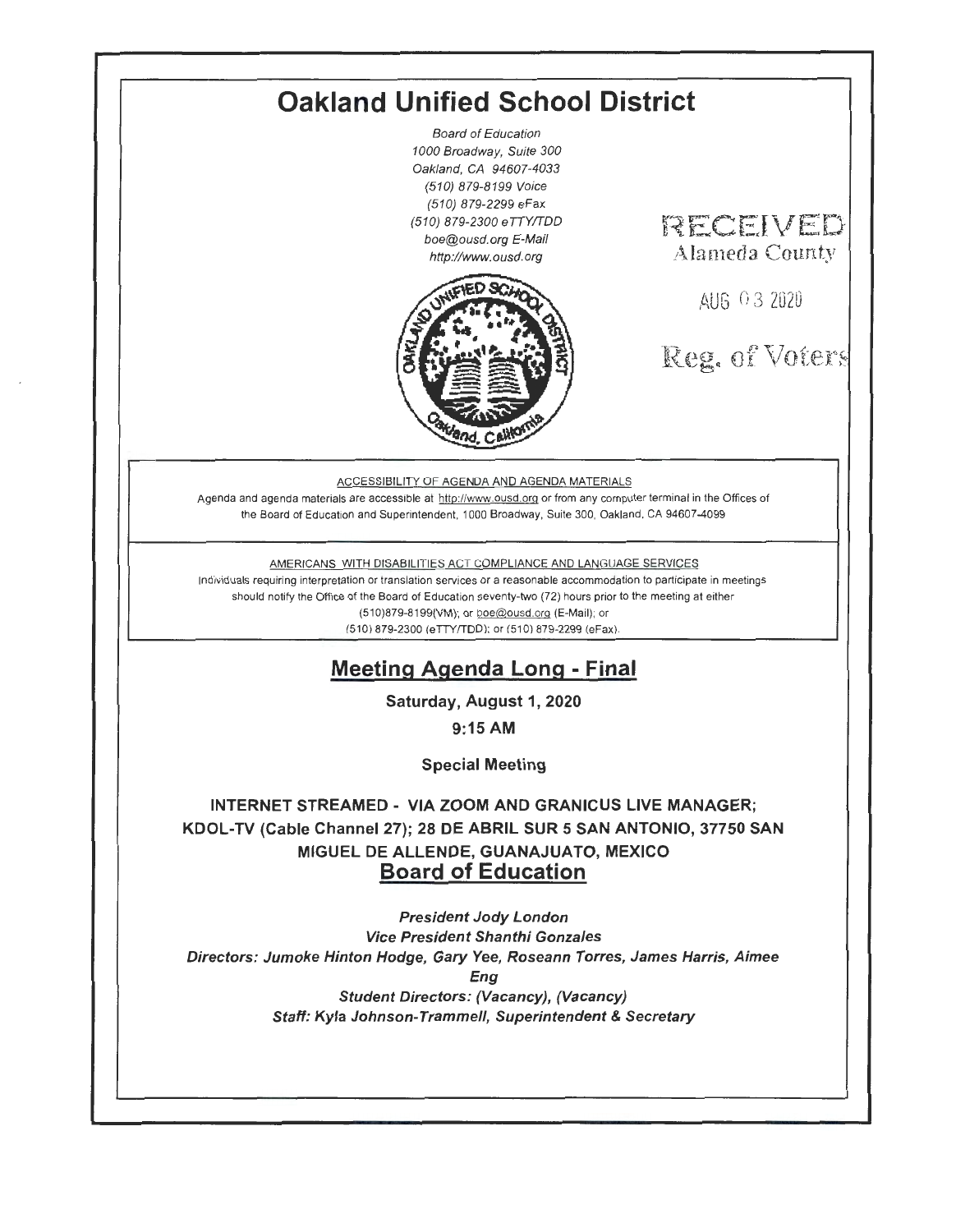# Oakland Unified School District

*Board of Education*
*1000 Broadway, Suite 300*
*Oakland, CA 94607-4033*
*(510) 879-8199 Voice*
*(510) 879-2299 eFax*
*(510) 879-2300 eTTY/TDD*
*boe@ousd.org E-Mail*
*http://www.ousd.org*

RECEIVED
Alameda County

AUG 03 2020

Reg. of Voters

ACCESSIBILITY OF AGENDA AND AGENDA MATERIALS

Agenda and agenda materials are accessible at http://www.ousd.org or from any computer terminal in the Offices of the Board of Education and Superintendent, 1000 Broadway, Suite 300, Oakland, CA 94607-4099

AMERICANS WITH DISABILITIES ACT COMPLIANCE AND LANGUAGE SERVICES

Individuals requiring interpretation or translation services or a reasonable accommodation to participate in meetings should notify the Office of the Board of Education seventy-two (72) hours prior to the meeting at either (510)879-8199(VM); or boe@ousd.org (E-Mail); or (510) 879-2300 (eTTY/TDD); or (510) 879-2299 (eFax).

## Meeting Agenda Long - Final

**Saturday, August 1, 2020**

**9:15 AM**

**Special Meeting**

**INTERNET STREAMED - VIA ZOOM AND GRANICUS LIVE MANAGER; KDOL-TV (Cable Channel 27); 28 DE ABRIL SUR 5 SAN ANTONIO, 37750 SAN MIGUEL DE ALLENDE, GUANAJUATO, MEXICO**

## Board of Education

***President Jody London***
***Vice President Shanthi Gonzales***
***Directors: Jumoke Hinton Hodge, Gary Yee, Roseann Torres, James Harris, Aimee Eng***
***Student Directors: (Vacancy), (Vacancy)***
***Staff: Kyla Johnson-Trammell, Superintendent & Secretary***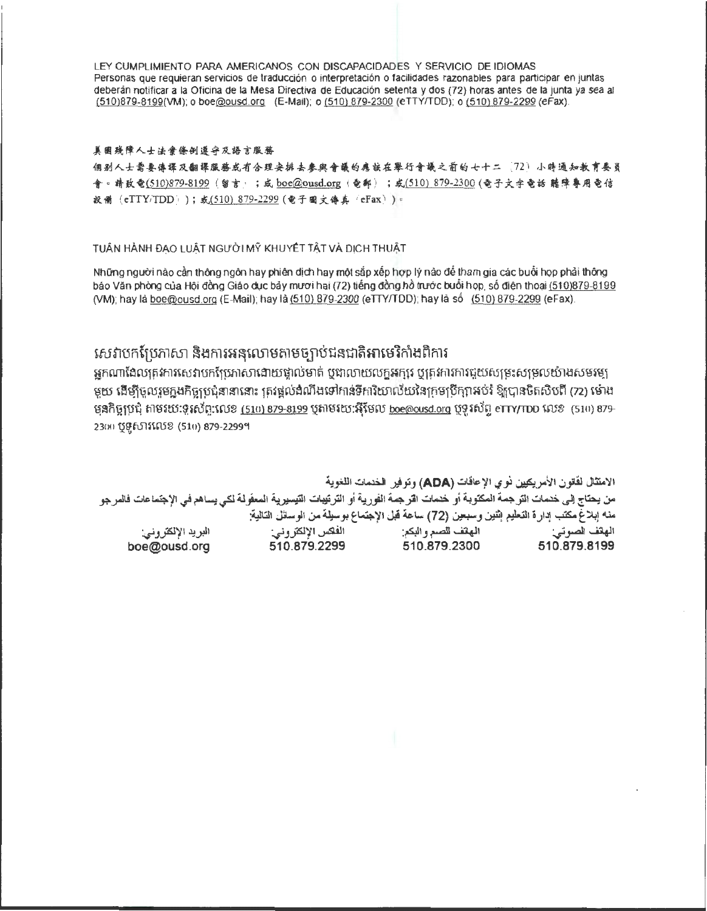LEY CUMPLIMIENTO PARA AMERICANOS CON DISCAPACIDADES Y SERVICIO DE IDIOMAS
Personas que requieran servicios de traducción o interpretación o facilidades razonables para participar en juntas deberán notificar a la Oficina de la Mesa Directiva de Educación setenta y dos (72) horas antes de la junta ya sea al (510)879-8199(VM); o boe@ousd.org (E-Mail); o (510) 879-2300 (eTTY/TDD); o (510) 879-2299 (eFax).

美國殘障人士法案條例遵守及語言服務

個別人士需要傳譯及翻譯服務或有合理安排去參與會議的應該在舉行會議之前的七十二（72）小時通知教育委員會。請致電(510)879-8199（留言）；或 boe@ousd.org（電郵）；或(510) 879-2300 (電子文字電話 聽障專用電信設備（eTTY/TDD））；或(510) 879-2299 (電子圖文傳真（eFax））。

TUÂN HÀNH ĐẠO LUẬT NGƯỜI MỸ KHUYẾT TẬT VÀ DỊCH THUẬT

Những người nào cần thông ngôn hay phiên dịch hay một sắp xếp hợp lý nào để tham gia các buổi họp phải thông báo Văn phòng của Hội đồng Giáo dục bảy mươi hai (72) tiếng đồng hồ trước buổi họp, số điện thoại (510)879-8199 (VM); hay là boe@ousd.org (E-Mail); hay là (510) 879-2300 (eTTY/TDD); hay là số (510) 879-2299 (eFax).

សេវាបកប្រែភាសា និងការអនុលោមតាមច្បាប់ជនជាតិអាមេរិកាំងពិការ

អ្នកណាដែលត្រូវការសេវាបកប្រែភាសាដោយផ្ទាល់មាត់ ឬជាលាយលក្ខអក្សរ ឬត្រូវការការជួយសម្រះសម្រួលយ៉ាងសមរម្យមួយ ដើម្បីចូលរួមក្នុងកិច្ចប្រជុំនានានោះ ត្រូវផ្តល់ដំណឹងទៅកាន់ទីការិយាល័យនៃក្រុមប្រឹក្សាអប់រំ ឱ្យបានចិតសិបពីរ (72) ម៉ោង មុនកិច្ចប្រជុំ តាមរយៈទូរស័ព្ទៈលេខ (510) 879-8199 ឬតាមរយៈអ៊ីមែល boe@ousd.org ឬទូរស័ព្ទ eTTY/TDD លេខ (510) 879-2300 ឬទូសារលេខ (510) 879-2299។

الامتثال لقانون الأمريكيين ذوي الإعاقات (ADA) وتوفير الخدمات اللغوية
من يحتاج إلى خدمات الترجمة المكتوبة أو خدمات الترجمة الفورية أو الترتيبات التيسيرية المعقولة لكي يساهم في الإجتماعات فالمرجو منه إبلاغ مكتب إدارة التعليم إثنين وسبعين (72) ساعة قبل الإجتماع بوسيلة من الوسائل التالية:

| الهاتف الصوتي: | الهاتف للصم والبكم: | الفاكس الإلكتروني: | البريد الإلكتروني: |
|---|---|---|---|
| 510.879.8199 | 510.879.2300 | 510.879.2299 | boe@ousd.org |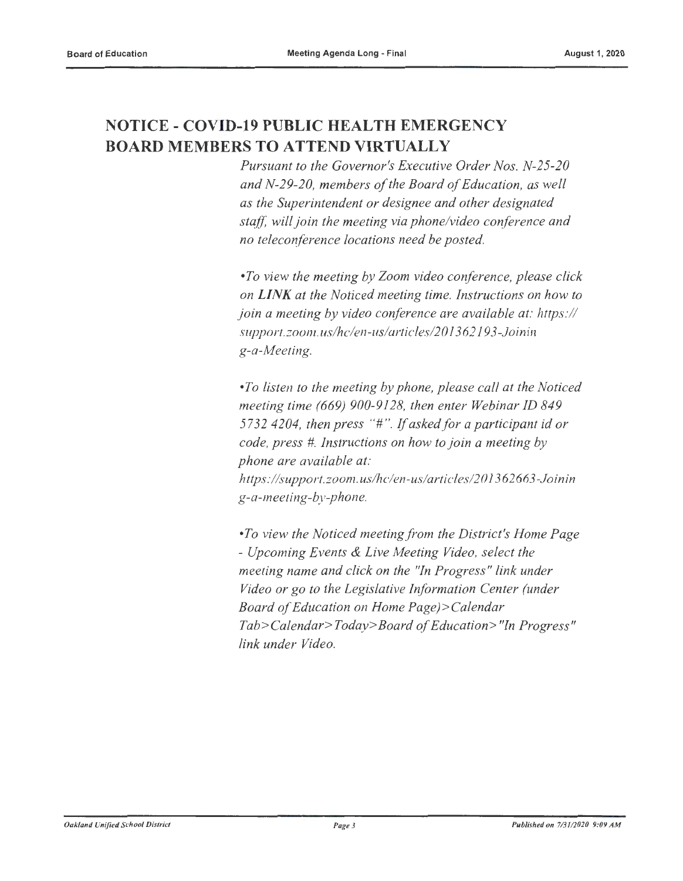## NOTICE - COVID-19 PUBLIC HEALTH EMERGENCY BOARD MEMBERS TO ATTEND VIRTUALLY

*Pursuant to the Governor's Executive Order Nos. N-25-20 and N-29-20, members of the Board of Education, as well as the Superintendent or designee and other designated staff, will join the meeting via phone/video conference and no teleconference locations need be posted.*

*•To view the meeting by Zoom video conference, please click on **LINK** at the Noticed meeting time. Instructions on how to join a meeting by video conference are available at: https://support.zoom.us/hc/en-us/articles/201362193-Joining-a-Meeting.*

*•To listen to the meeting by phone, please call at the Noticed meeting time (669) 900-9128, then enter Webinar ID 849 5732 4204, then press "#". If asked for a participant id or code, press #. Instructions on how to join a meeting by phone are available at: https://support.zoom.us/hc/en-us/articles/201362663-Joining-a-meeting-by-phone.*

*•To view the Noticed meeting from the District's Home Page - Upcoming Events & Live Meeting Video, select the meeting name and click on the "In Progress" link under Video or go to the Legislative Information Center (under Board of Education on Home Page)>Calendar Tab>Calendar>Today>Board of Education>"In Progress" link under Video.*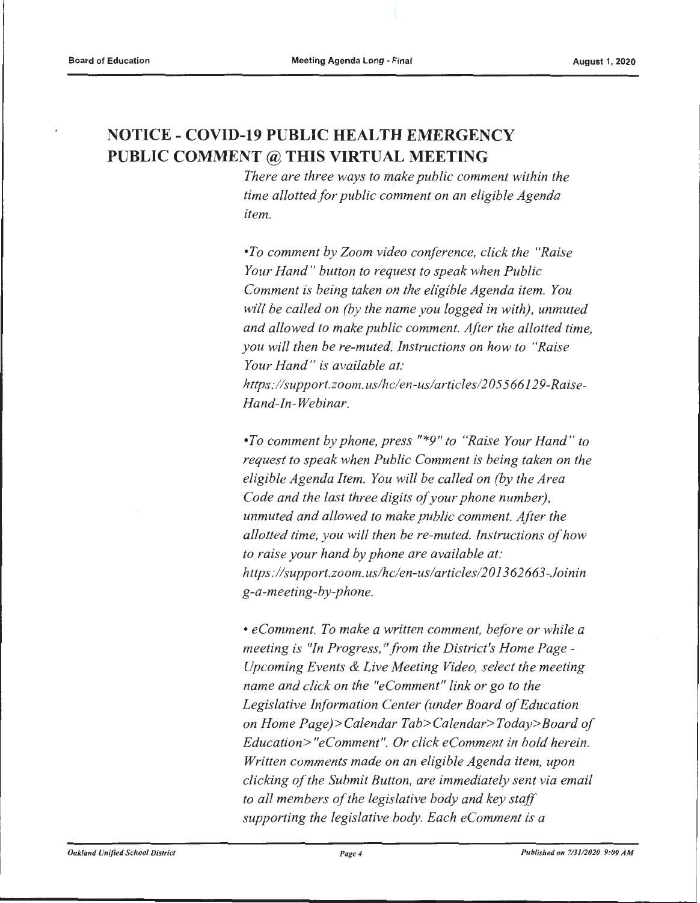## NOTICE - COVID-19 PUBLIC HEALTH EMERGENCY PUBLIC COMMENT @ THIS VIRTUAL MEETING

*There are three ways to make public comment within the time allotted for public comment on an eligible Agenda item.*

*•To comment by Zoom video conference, click the "Raise Your Hand" button to request to speak when Public Comment is being taken on the eligible Agenda item. You will be called on (by the name you logged in with), unmuted and allowed to make public comment. After the allotted time, you will then be re-muted. Instructions on how to "Raise Your Hand" is available at: https://support.zoom.us/hc/en-us/articles/205566129-Raise-Hand-In-Webinar.*

*•To comment by phone, press "*9" to "Raise Your Hand" to request to speak when Public Comment is being taken on the eligible Agenda Item. You will be called on (by the Area Code and the last three digits of your phone number), unmuted and allowed to make public comment. After the allotted time, you will then be re-muted. Instructions of how to raise your hand by phone are available at: https://support.zoom.us/hc/en-us/articles/201362663-Joining-a-meeting-by-phone.*

*• eComment. To make a written comment, before or while a meeting is "In Progress," from the District's Home Page - Upcoming Events & Live Meeting Video, select the meeting name and click on the "eComment" link or go to the Legislative Information Center (under Board of Education on Home Page)>Calendar Tab>Calendar>Today>Board of Education>"eComment". Or click eComment in bold herein. Written comments made on an eligible Agenda item, upon clicking of the Submit Button, are immediately sent via email to all members of the legislative body and key staff supporting the legislative body. Each eComment is a*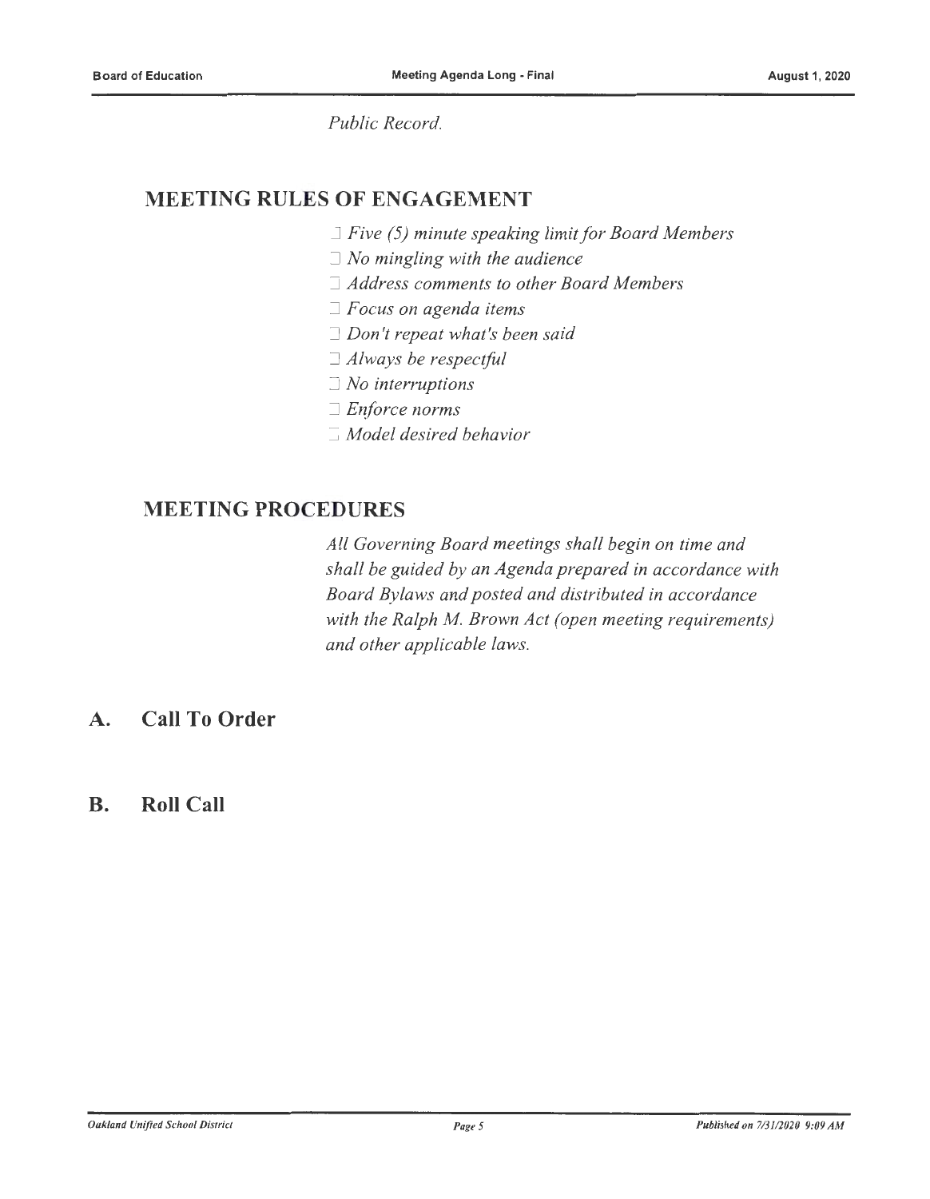*Public Record.*

## MEETING RULES OF ENGAGEMENT

- *Five (5) minute speaking limit for Board Members*
- *No mingling with the audience*
- *Address comments to other Board Members*
- *Focus on agenda items*
- *Don't repeat what's been said*
- *Always be respectful*
- *No interruptions*
- *Enforce norms*
- *Model desired behavior*

## MEETING PROCEDURES

*All Governing Board meetings shall begin on time and shall be guided by an Agenda prepared in accordance with Board Bylaws and posted and distributed in accordance with the Ralph M. Brown Act (open meeting requirements) and other applicable laws.*

## A. Call To Order

## B. Roll Call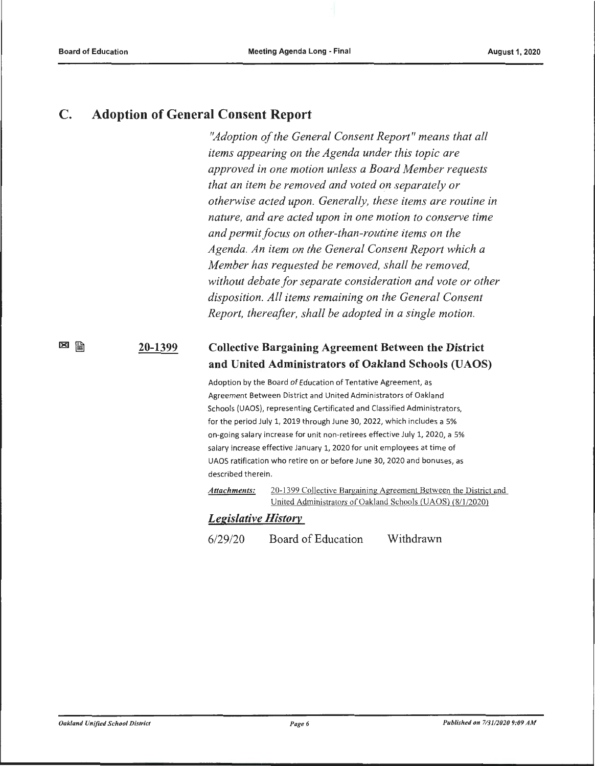## C. Adoption of General Consent Report

*"Adoption of the General Consent Report" means that all items appearing on the Agenda under this topic are approved in one motion unless a Board Member requests that an item be removed and voted on separately or otherwise acted upon. Generally, these items are routine in nature, and are acted upon in one motion to conserve time and permit focus on other-than-routine items on the Agenda. An item on the General Consent Report which a Member has requested be removed, shall be removed, without debate for separate consideration and vote or other disposition. All items remaining on the General Consent Report, thereafter, shall be adopted in a single motion.*

**20-1399** **Collective Bargaining Agreement Between the District and United Administrators of Oakland Schools (UAOS)**

Adoption by the Board of Education of Tentative Agreement, as Agreement Between District and United Administrators of Oakland Schools (UAOS), representing Certificated and Classified Administrators, for the period July 1, 2019 through June 30, 2022, which includes a 5% on-going salary increase for unit non-retirees effective July 1, 2020, a 5% salary increase effective January 1, 2020 for unit employees at time of UAOS ratification who retire on or before June 30, 2020 and bonuses, as described therein.

***Attachments:*** 20-1399 Collective Bargaining Agreement Between the District and United Administrators of Oakland Schools (UAOS) (8/1/2020)

***Legislative History***

6/29/20 Board of Education Withdrawn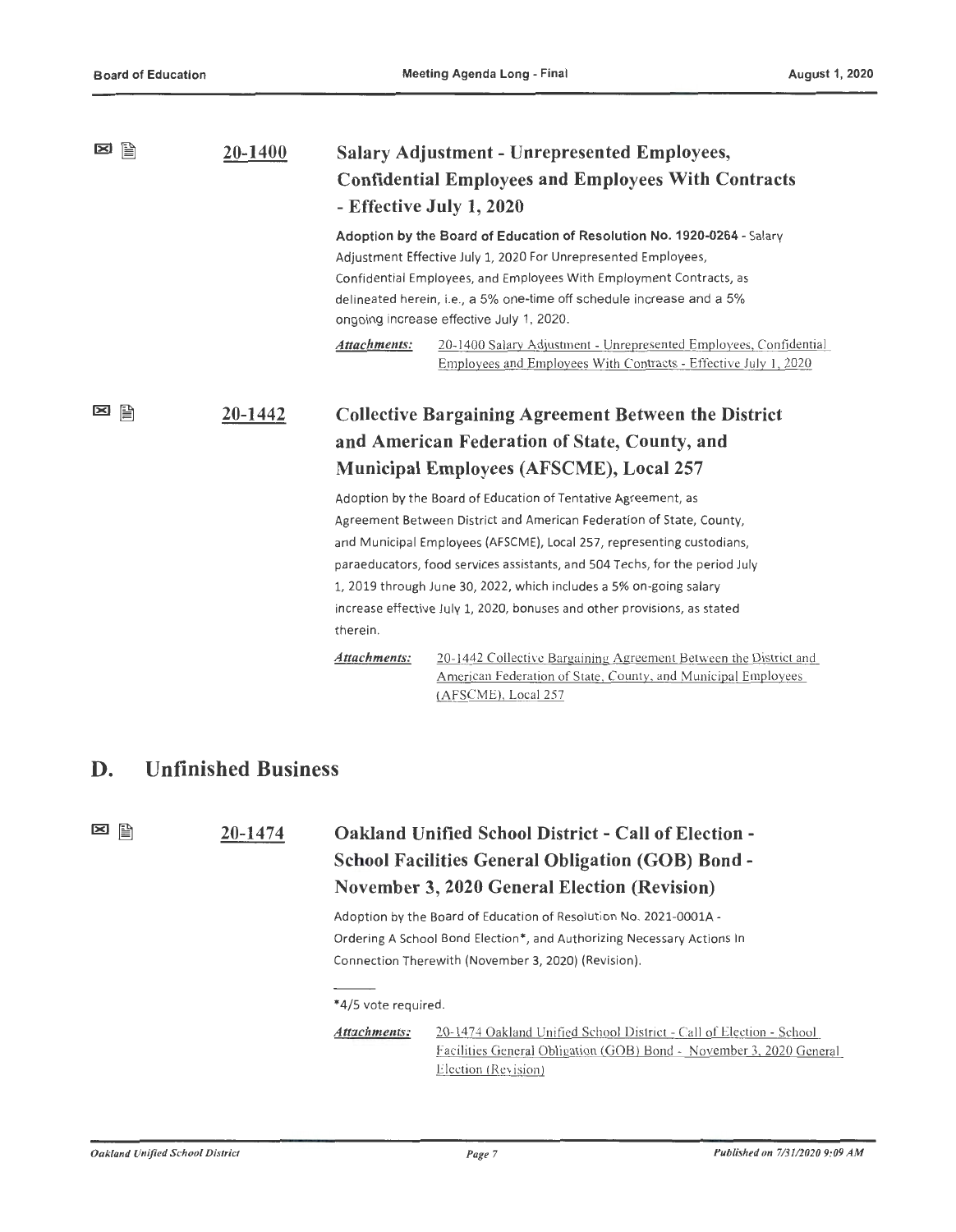### 20-1400 Salary Adjustment - Unrepresented Employees, Confidential Employees and Employees With Contracts - Effective July 1, 2020

**Adoption by the Board of Education of Resolution No. 1920-0264** - Salary Adjustment Effective July 1, 2020 For Unrepresented Employees, Confidential Employees, and Employees With Employment Contracts, as delineated herein, i.e., a 5% one-time off schedule increase and a 5% ongoing increase effective July 1, 2020.

***Attachments:*** 20-1400 Salary Adjustment - Unrepresented Employees, Confidential Employees and Employees With Contracts - Effective July 1, 2020

### 20-1442 Collective Bargaining Agreement Between the District and American Federation of State, County, and Municipal Employees (AFSCME), Local 257

Adoption by the Board of Education of Tentative Agreement, as Agreement Between District and American Federation of State, County, and Municipal Employees (AFSCME), Local 257, representing custodians, paraeducators, food services assistants, and 504 Techs, for the period July 1, 2019 through June 30, 2022, which includes a 5% on-going salary increase effective July 1, 2020, bonuses and other provisions, as stated therein.

***Attachments:*** 20-1442 Collective Bargaining Agreement Between the District and American Federation of State, County, and Municipal Employees (AFSCME), Local 257

## D. Unfinished Business

### 20-1474 Oakland Unified School District - Call of Election - School Facilities General Obligation (GOB) Bond - November 3, 2020 General Election (Revision)

Adoption by the Board of Education of Resolution No. 2021-0001A - Ordering A School Bond Election*, and Authorizing Necessary Actions In Connection Therewith (November 3, 2020) (Revision).

---

*4/5 vote required.

***Attachments:*** 20-1474 Oakland Unified School District - Call of Election - School Facilities General Obligation (GOB) Bond - November 3, 2020 General Election (Revision)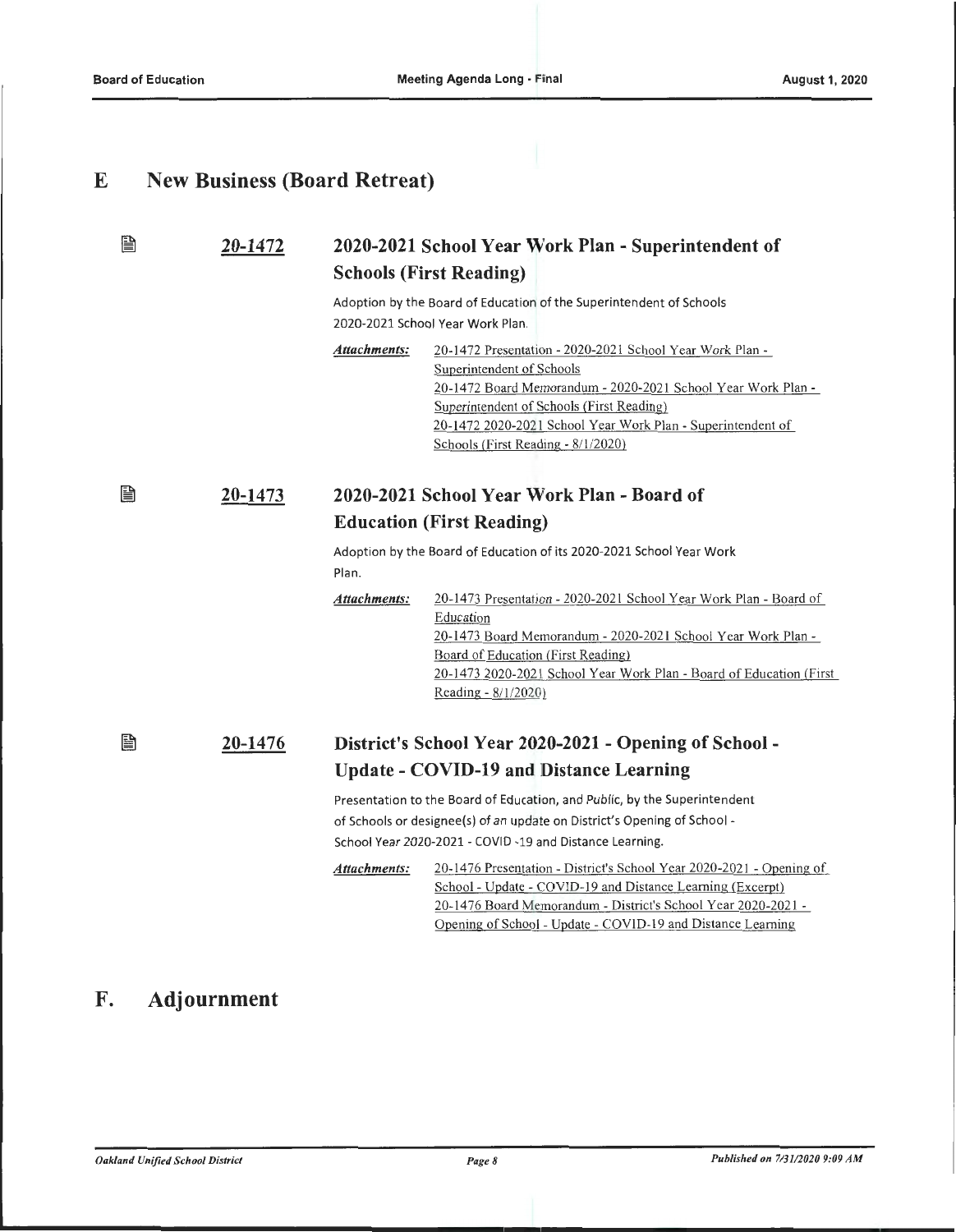# E New Business (Board Retreat)

### 20-1472 2020-2021 School Year Work Plan - Superintendent of Schools (First Reading)

Adoption by the Board of Education of the Superintendent of Schools 2020-2021 School Year Work Plan.

***Attachments:*** 20-1472 Presentation - 2020-2021 School Year Work Plan - Superintendent of Schools
20-1472 Board Memorandum - 2020-2021 School Year Work Plan - Superintendent of Schools (First Reading)
20-1472 2020-2021 School Year Work Plan - Superintendent of Schools (First Reading - 8/1/2020)

### 20-1473 2020-2021 School Year Work Plan - Board of Education (First Reading)

Adoption by the Board of Education of its 2020-2021 School Year Work Plan.

***Attachments:*** 20-1473 Presentation - 2020-2021 School Year Work Plan - Board of Education
20-1473 Board Memorandum - 2020-2021 School Year Work Plan - Board of Education (First Reading)
20-1473 2020-2021 School Year Work Plan - Board of Education (First Reading - 8/1/2020)

### 20-1476 District's School Year 2020-2021 - Opening of School - Update - COVID-19 and Distance Learning

Presentation to the Board of Education, and Public, by the Superintendent of Schools or designee(s) of an update on District's Opening of School - School Year 2020-2021 - COVID -19 and Distance Learning.

***Attachments:*** 20-1476 Presentation - District's School Year 2020-2021 - Opening of School - Update - COVID-19 and Distance Learning (Excerpt)
20-1476 Board Memorandum - District's School Year 2020-2021 - Opening of School - Update - COVID-19 and Distance Learning

# F. Adjournment